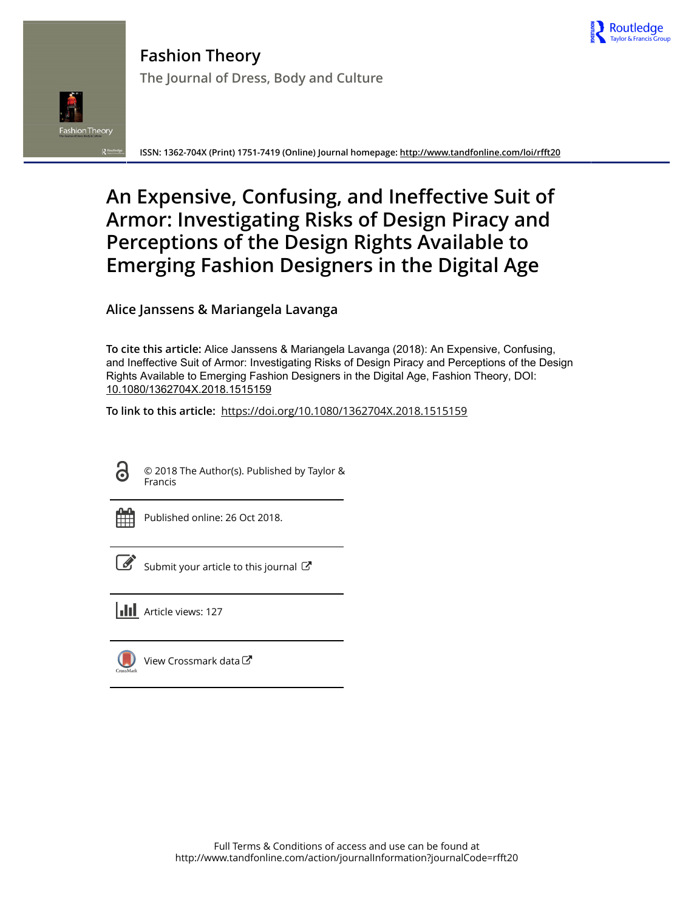# Fashion Theory

The Journal of Dress, Body and Culture

ISSN: 1362-704X (Print) 1751-7419 (Online) Journal homepage: http://www.tandfonline.com/loi/rfft20

# An Expensive, Confusing, and Ineffective Suit of Armor: Investigating Risks of Design Piracy and Perceptions of the Design Rights Available to Emerging Fashion Designers in the Digital Age

**Alice Janssens & Mariangela Lavanga**

**To cite this article:** Alice Janssens & Mariangela Lavanga (2018): An Expensive, Confusing, and Ineffective Suit of Armor: Investigating Risks of Design Piracy and Perceptions of the Design Rights Available to Emerging Fashion Designers in the Digital Age, Fashion Theory, DOI: 10.1080/1362704X.2018.1515159

**To link to this article:** https://doi.org/10.1080/1362704X.2018.1515159

© 2018 The Author(s). Published by Taylor & Francis

Published online: 26 Oct 2018.

Submit your article to this journal

Article views: 127

View Crossmark data

Full Terms & Conditions of access and use can be found at http://www.tandfonline.com/action/journalInformation?journalCode=rfft20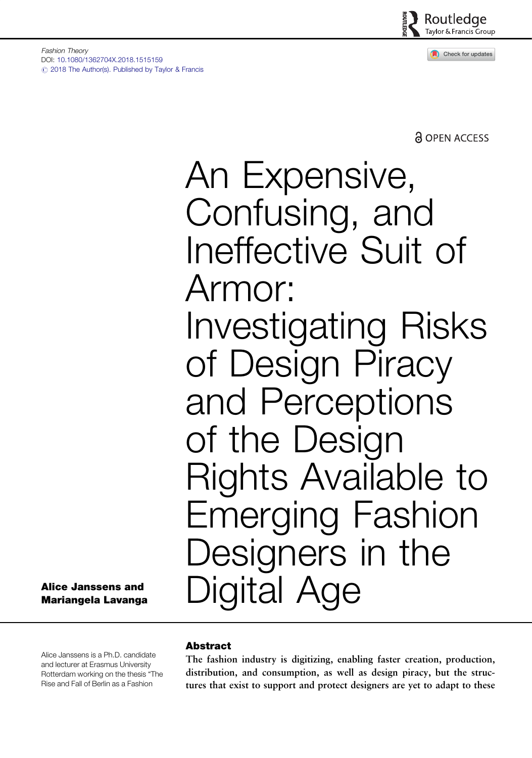Fashion Theory
DOI: 10.1080/1362704X.2018.1515159
© 2018 The Author(s). Published by Taylor & Francis

OPEN ACCESS

# An Expensive, Confusing, and Ineffective Suit of Armor: Investigating Risks of Design Piracy and Perceptions of the Design Rights Available to Emerging Fashion Designers in the Digital Age

**Alice Janssens and Mariangela Lavanga**

Alice Janssens is a Ph.D. candidate and lecturer at Erasmus University Rotterdam working on the thesis "The Rise and Fall of Berlin as a Fashion

## Abstract

The fashion industry is digitizing, enabling faster creation, production, distribution, and consumption, as well as design piracy, but the structures that exist to support and protect designers are yet to adapt to these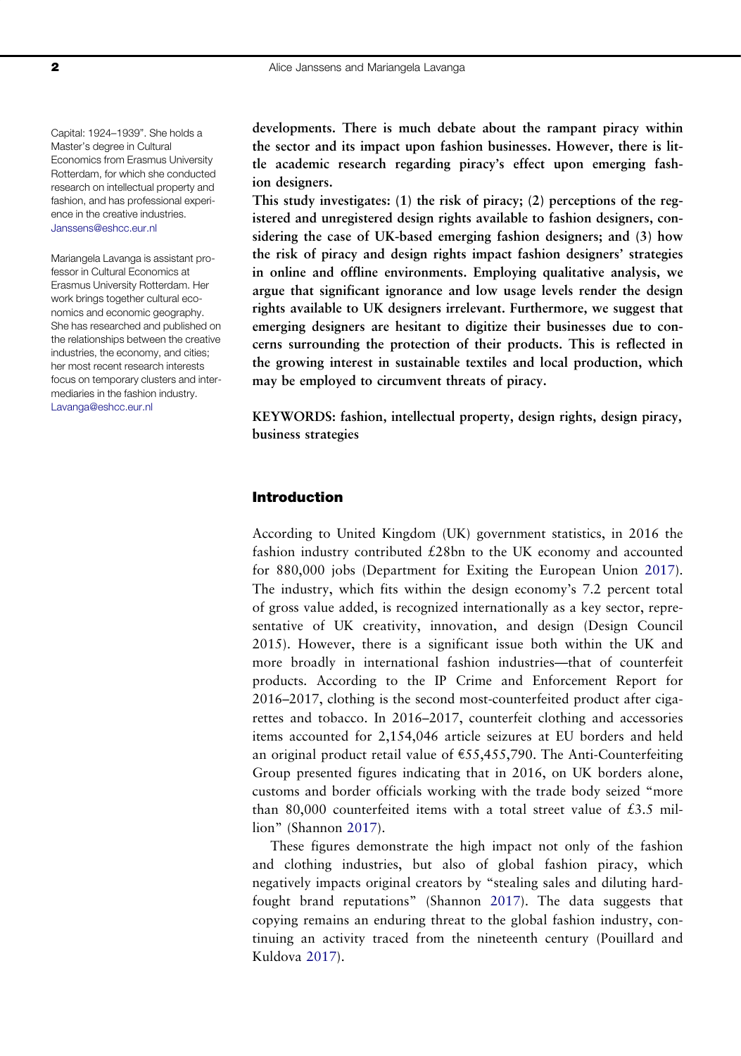Capital: 1924–1939". She holds a Master's degree in Cultural Economics from Erasmus University Rotterdam, for which she conducted research on intellectual property and fashion, and has professional experience in the creative industries. Janssens@eshcc.eur.nl

Mariangela Lavanga is assistant professor in Cultural Economics at Erasmus University Rotterdam. Her work brings together cultural economics and economic geography. She has researched and published on the relationships between the creative industries, the economy, and cities; her most recent research interests focus on temporary clusters and intermediaries in the fashion industry. Lavanga@eshcc.eur.nl

**developments. There is much debate about the rampant piracy within the sector and its impact upon fashion businesses. However, there is little academic research regarding piracy's effect upon emerging fashion designers.**

**This study investigates: (1) the risk of piracy; (2) perceptions of the registered and unregistered design rights available to fashion designers, considering the case of UK-based emerging fashion designers; and (3) how the risk of piracy and design rights impact fashion designers' strategies in online and offline environments. Employing qualitative analysis, we argue that significant ignorance and low usage levels render the design rights available to UK designers irrelevant. Furthermore, we suggest that emerging designers are hesitant to digitize their businesses due to concerns surrounding the protection of their products. This is reflected in the growing interest in sustainable textiles and local production, which may be employed to circumvent threats of piracy.**

**KEYWORDS: fashion, intellectual property, design rights, design piracy, business strategies**

## Introduction

According to United Kingdom (UK) government statistics, in 2016 the fashion industry contributed £28bn to the UK economy and accounted for 880,000 jobs (Department for Exiting the European Union 2017). The industry, which fits within the design economy's 7.2 percent total of gross value added, is recognized internationally as a key sector, representative of UK creativity, innovation, and design (Design Council 2015). However, there is a significant issue both within the UK and more broadly in international fashion industries—that of counterfeit products. According to the IP Crime and Enforcement Report for 2016–2017, clothing is the second most-counterfeited product after cigarettes and tobacco. In 2016–2017, counterfeit clothing and accessories items accounted for 2,154,046 article seizures at EU borders and held an original product retail value of €55,455,790. The Anti-Counterfeiting Group presented figures indicating that in 2016, on UK borders alone, customs and border officials working with the trade body seized "more than 80,000 counterfeited items with a total street value of £3.5 million" (Shannon 2017).

These figures demonstrate the high impact not only of the fashion and clothing industries, but also of global fashion piracy, which negatively impacts original creators by "stealing sales and diluting hard-fought brand reputations" (Shannon 2017). The data suggests that copying remains an enduring threat to the global fashion industry, continuing an activity traced from the nineteenth century (Pouillard and Kuldova 2017).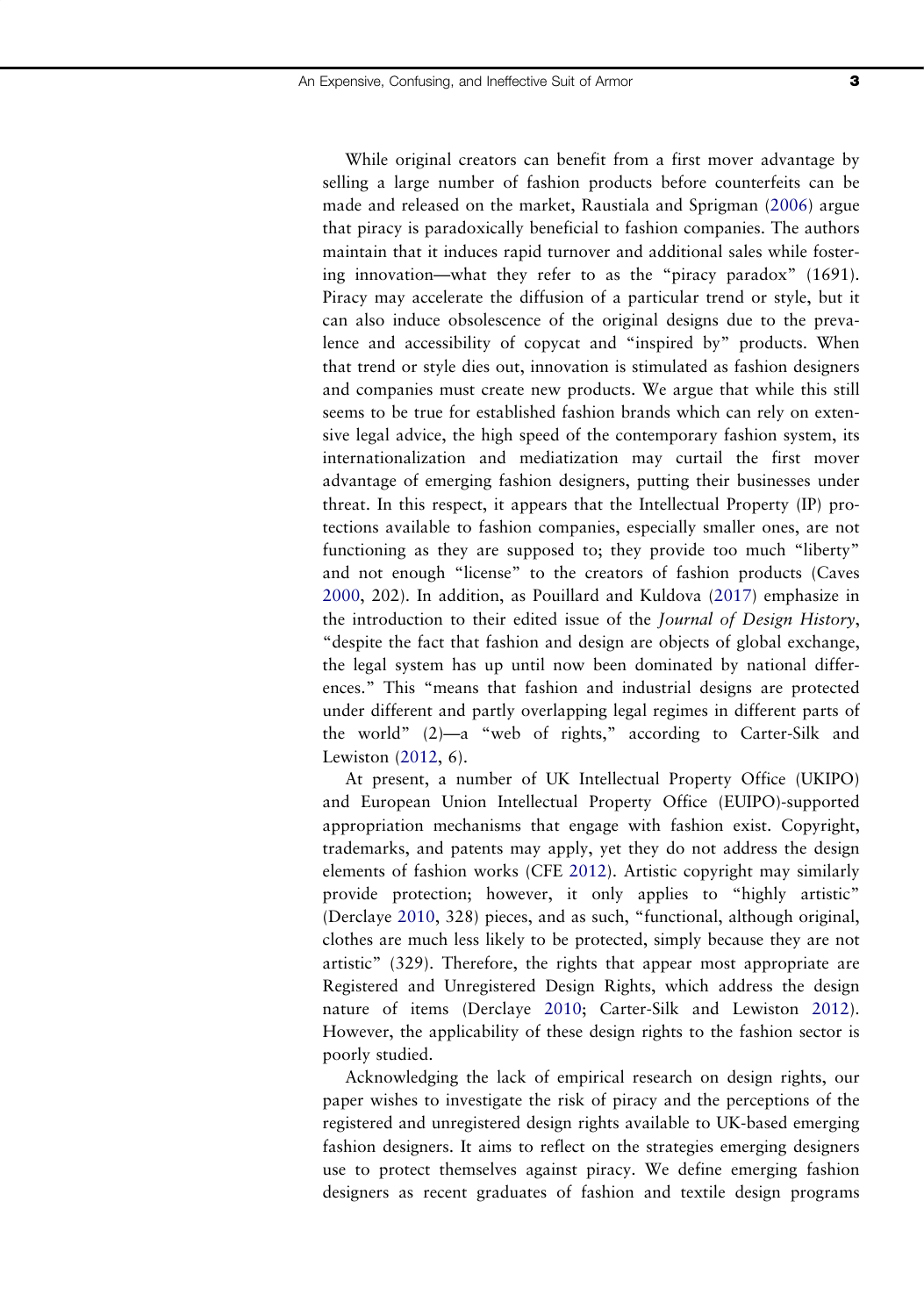While original creators can benefit from a first mover advantage by selling a large number of fashion products before counterfeits can be made and released on the market, Raustiala and Sprigman (2006) argue that piracy is paradoxically beneficial to fashion companies. The authors maintain that it induces rapid turnover and additional sales while fostering innovation—what they refer to as the "piracy paradox" (1691). Piracy may accelerate the diffusion of a particular trend or style, but it can also induce obsolescence of the original designs due to the prevalence and accessibility of copycat and "inspired by" products. When that trend or style dies out, innovation is stimulated as fashion designers and companies must create new products. We argue that while this still seems to be true for established fashion brands which can rely on extensive legal advice, the high speed of the contemporary fashion system, its internationalization and mediatization may curtail the first mover advantage of emerging fashion designers, putting their businesses under threat. In this respect, it appears that the Intellectual Property (IP) protections available to fashion companies, especially smaller ones, are not functioning as they are supposed to; they provide too much "liberty" and not enough "license" to the creators of fashion products (Caves 2000, 202). In addition, as Pouillard and Kuldova (2017) emphasize in the introduction to their edited issue of the *Journal of Design History*, "despite the fact that fashion and design are objects of global exchange, the legal system has up until now been dominated by national differences." This "means that fashion and industrial designs are protected under different and partly overlapping legal regimes in different parts of the world" (2)—a "web of rights," according to Carter-Silk and Lewiston (2012, 6).

At present, a number of UK Intellectual Property Office (UKIPO) and European Union Intellectual Property Office (EUIPO)-supported appropriation mechanisms that engage with fashion exist. Copyright, trademarks, and patents may apply, yet they do not address the design elements of fashion works (CFE 2012). Artistic copyright may similarly provide protection; however, it only applies to "highly artistic" (Derclaye 2010, 328) pieces, and as such, "functional, although original, clothes are much less likely to be protected, simply because they are not artistic" (329). Therefore, the rights that appear most appropriate are Registered and Unregistered Design Rights, which address the design nature of items (Derclaye 2010; Carter-Silk and Lewiston 2012). However, the applicability of these design rights to the fashion sector is poorly studied.

Acknowledging the lack of empirical research on design rights, our paper wishes to investigate the risk of piracy and the perceptions of the registered and unregistered design rights available to UK-based emerging fashion designers. It aims to reflect on the strategies emerging designers use to protect themselves against piracy. We define emerging fashion designers as recent graduates of fashion and textile design programs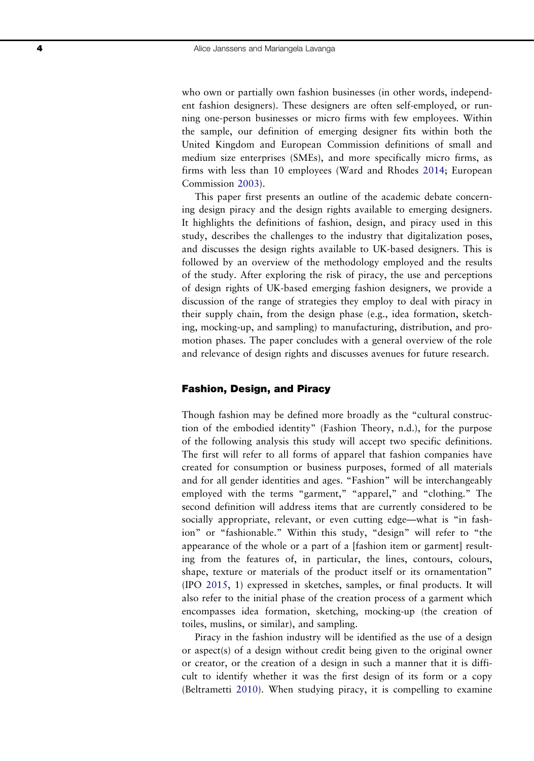who own or partially own fashion businesses (in other words, independent fashion designers). These designers are often self-employed, or running one-person businesses or micro firms with few employees. Within the sample, our definition of emerging designer fits within both the United Kingdom and European Commission definitions of small and medium size enterprises (SMEs), and more specifically micro firms, as firms with less than 10 employees (Ward and Rhodes 2014; European Commission 2003).

This paper first presents an outline of the academic debate concerning design piracy and the design rights available to emerging designers. It highlights the definitions of fashion, design, and piracy used in this study, describes the challenges to the industry that digitalization poses, and discusses the design rights available to UK-based designers. This is followed by an overview of the methodology employed and the results of the study. After exploring the risk of piracy, the use and perceptions of design rights of UK-based emerging fashion designers, we provide a discussion of the range of strategies they employ to deal with piracy in their supply chain, from the design phase (e.g., idea formation, sketching, mocking-up, and sampling) to manufacturing, distribution, and promotion phases. The paper concludes with a general overview of the role and relevance of design rights and discusses avenues for future research.

## Fashion, Design, and Piracy

Though fashion may be defined more broadly as the "cultural construction of the embodied identity" (Fashion Theory, n.d.), for the purpose of the following analysis this study will accept two specific definitions. The first will refer to all forms of apparel that fashion companies have created for consumption or business purposes, formed of all materials and for all gender identities and ages. "Fashion" will be interchangeably employed with the terms "garment," "apparel," and "clothing." The second definition will address items that are currently considered to be socially appropriate, relevant, or even cutting edge—what is "in fashion" or "fashionable." Within this study, "design" will refer to "the appearance of the whole or a part of a [fashion item or garment] resulting from the features of, in particular, the lines, contours, colours, shape, texture or materials of the product itself or its ornamentation" (IPO 2015, 1) expressed in sketches, samples, or final products. It will also refer to the initial phase of the creation process of a garment which encompasses idea formation, sketching, mocking-up (the creation of toiles, muslins, or similar), and sampling.

Piracy in the fashion industry will be identified as the use of a design or aspect(s) of a design without credit being given to the original owner or creator, or the creation of a design in such a manner that it is difficult to identify whether it was the first design of its form or a copy (Beltrametti 2010). When studying piracy, it is compelling to examine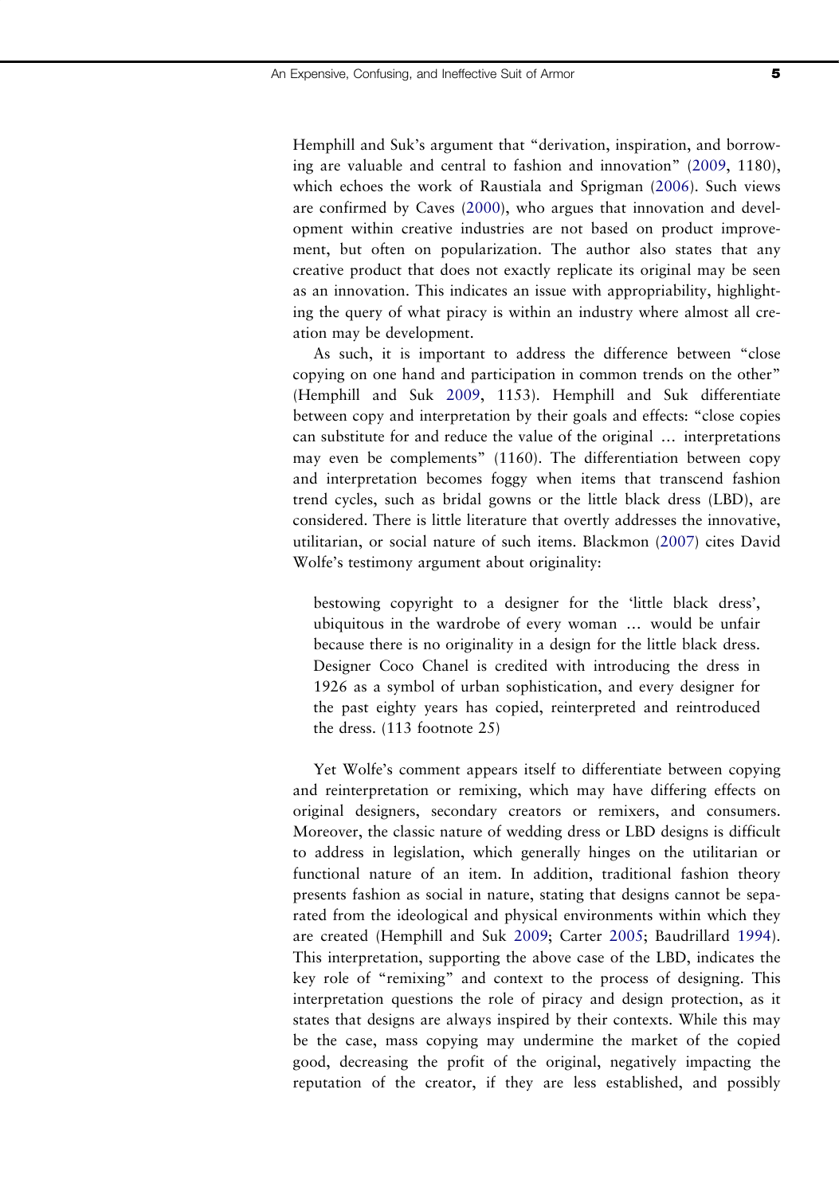Hemphill and Suk's argument that "derivation, inspiration, and borrowing are valuable and central to fashion and innovation" (2009, 1180), which echoes the work of Raustiala and Sprigman (2006). Such views are confirmed by Caves (2000), who argues that innovation and development within creative industries are not based on product improvement, but often on popularization. The author also states that any creative product that does not exactly replicate its original may be seen as an innovation. This indicates an issue with appropriability, highlighting the query of what piracy is within an industry where almost all creation may be development.

As such, it is important to address the difference between "close copying on one hand and participation in common trends on the other" (Hemphill and Suk 2009, 1153). Hemphill and Suk differentiate between copy and interpretation by their goals and effects: "close copies can substitute for and reduce the value of the original … interpretations may even be complements" (1160). The differentiation between copy and interpretation becomes foggy when items that transcend fashion trend cycles, such as bridal gowns or the little black dress (LBD), are considered. There is little literature that overtly addresses the innovative, utilitarian, or social nature of such items. Blackmon (2007) cites David Wolfe's testimony argument about originality:

> bestowing copyright to a designer for the 'little black dress', ubiquitous in the wardrobe of every woman … would be unfair because there is no originality in a design for the little black dress. Designer Coco Chanel is credited with introducing the dress in 1926 as a symbol of urban sophistication, and every designer for the past eighty years has copied, reinterpreted and reintroduced the dress. (113 footnote 25)

Yet Wolfe's comment appears itself to differentiate between copying and reinterpretation or remixing, which may have differing effects on original designers, secondary creators or remixers, and consumers. Moreover, the classic nature of wedding dress or LBD designs is difficult to address in legislation, which generally hinges on the utilitarian or functional nature of an item. In addition, traditional fashion theory presents fashion as social in nature, stating that designs cannot be separated from the ideological and physical environments within which they are created (Hemphill and Suk 2009; Carter 2005; Baudrillard 1994). This interpretation, supporting the above case of the LBD, indicates the key role of "remixing" and context to the process of designing. This interpretation questions the role of piracy and design protection, as it states that designs are always inspired by their contexts. While this may be the case, mass copying may undermine the market of the copied good, decreasing the profit of the original, negatively impacting the reputation of the creator, if they are less established, and possibly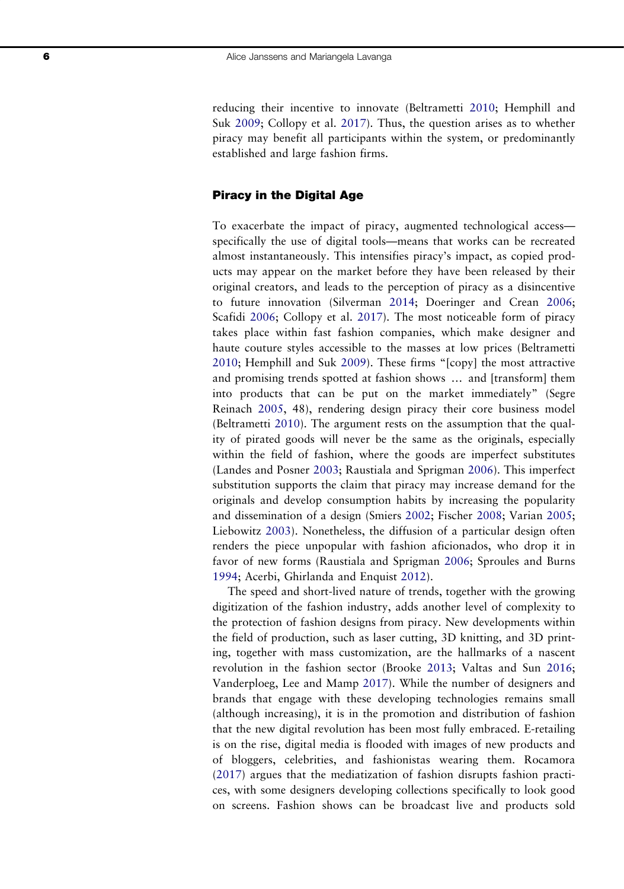reducing their incentive to innovate (Beltrametti 2010; Hemphill and Suk 2009; Collopy et al. 2017). Thus, the question arises as to whether piracy may benefit all participants within the system, or predominantly established and large fashion firms.

## Piracy in the Digital Age

To exacerbate the impact of piracy, augmented technological access—specifically the use of digital tools—means that works can be recreated almost instantaneously. This intensifies piracy's impact, as copied products may appear on the market before they have been released by their original creators, and leads to the perception of piracy as a disincentive to future innovation (Silverman 2014; Doeringer and Crean 2006; Scafidi 2006; Collopy et al. 2017). The most noticeable form of piracy takes place within fast fashion companies, which make designer and haute couture styles accessible to the masses at low prices (Beltrametti 2010; Hemphill and Suk 2009). These firms "[copy] the most attractive and promising trends spotted at fashion shows … and [transform] them into products that can be put on the market immediately" (Segre Reinach 2005, 48), rendering design piracy their core business model (Beltrametti 2010). The argument rests on the assumption that the quality of pirated goods will never be the same as the originals, especially within the field of fashion, where the goods are imperfect substitutes (Landes and Posner 2003; Raustiala and Sprigman 2006). This imperfect substitution supports the claim that piracy may increase demand for the originals and develop consumption habits by increasing the popularity and dissemination of a design (Smiers 2002; Fischer 2008; Varian 2005; Liebowitz 2003). Nonetheless, the diffusion of a particular design often renders the piece unpopular with fashion aficionados, who drop it in favor of new forms (Raustiala and Sprigman 2006; Sproules and Burns 1994; Acerbi, Ghirlanda and Enquist 2012).

The speed and short-lived nature of trends, together with the growing digitization of the fashion industry, adds another level of complexity to the protection of fashion designs from piracy. New developments within the field of production, such as laser cutting, 3D knitting, and 3D printing, together with mass customization, are the hallmarks of a nascent revolution in the fashion sector (Brooke 2013; Valtas and Sun 2016; Vanderploeg, Lee and Mamp 2017). While the number of designers and brands that engage with these developing technologies remains small (although increasing), it is in the promotion and distribution of fashion that the new digital revolution has been most fully embraced. E-retailing is on the rise, digital media is flooded with images of new products and of bloggers, celebrities, and fashionistas wearing them. Rocamora (2017) argues that the mediatization of fashion disrupts fashion practices, with some designers developing collections specifically to look good on screens. Fashion shows can be broadcast live and products sold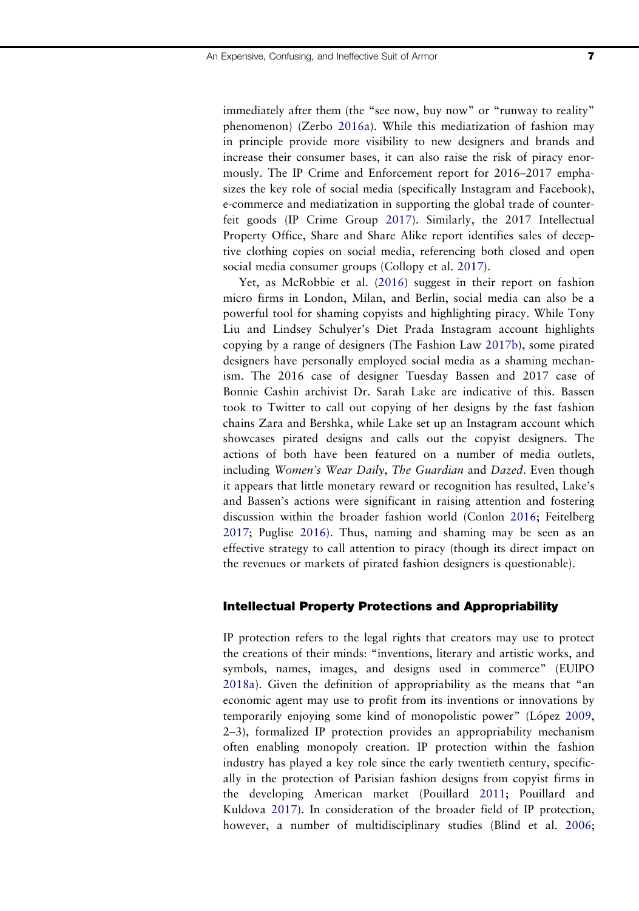immediately after them (the "see now, buy now" or "runway to reality" phenomenon) (Zerbo 2016a). While this mediatization of fashion may in principle provide more visibility to new designers and brands and increase their consumer bases, it can also raise the risk of piracy enormously. The IP Crime and Enforcement report for 2016–2017 emphasizes the key role of social media (specifically Instagram and Facebook), e-commerce and mediatization in supporting the global trade of counterfeit goods (IP Crime Group 2017). Similarly, the 2017 Intellectual Property Office, Share and Share Alike report identifies sales of deceptive clothing copies on social media, referencing both closed and open social media consumer groups (Collopy et al. 2017).

Yet, as McRobbie et al. (2016) suggest in their report on fashion micro firms in London, Milan, and Berlin, social media can also be a powerful tool for shaming copyists and highlighting piracy. While Tony Liu and Lindsey Schulyer's Diet Prada Instagram account highlights copying by a range of designers (The Fashion Law 2017b), some pirated designers have personally employed social media as a shaming mechanism. The 2016 case of designer Tuesday Bassen and 2017 case of Bonnie Cashin archivist Dr. Sarah Lake are indicative of this. Bassen took to Twitter to call out copying of her designs by the fast fashion chains Zara and Bershka, while Lake set up an Instagram account which showcases pirated designs and calls out the copyist designers. The actions of both have been featured on a number of media outlets, including *Women's Wear Daily*, *The Guardian* and *Dazed*. Even though it appears that little monetary reward or recognition has resulted, Lake's and Bassen's actions were significant in raising attention and fostering discussion within the broader fashion world (Conlon 2016; Feitelberg 2017; Puglise 2016). Thus, naming and shaming may be seen as an effective strategy to call attention to piracy (though its direct impact on the revenues or markets of pirated fashion designers is questionable).

## Intellectual Property Protections and Appropriability

IP protection refers to the legal rights that creators may use to protect the creations of their minds: "inventions, literary and artistic works, and symbols, names, images, and designs used in commerce" (EUIPO 2018a). Given the definition of appropriability as the means that "an economic agent may use to profit from its inventions or innovations by temporarily enjoying some kind of monopolistic power" (López 2009, 2–3), formalized IP protection provides an appropriability mechanism often enabling monopoly creation. IP protection within the fashion industry has played a key role since the early twentieth century, specifically in the protection of Parisian fashion designs from copyist firms in the developing American market (Pouillard 2011; Pouillard and Kuldova 2017). In consideration of the broader field of IP protection, however, a number of multidisciplinary studies (Blind et al. 2006;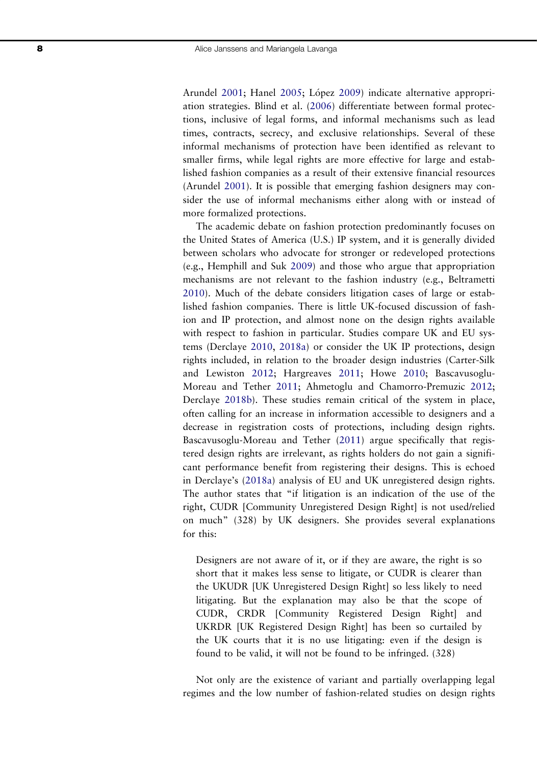Arundel 2001; Hanel 2005; López 2009) indicate alternative appropriation strategies. Blind et al. (2006) differentiate between formal protections, inclusive of legal forms, and informal mechanisms such as lead times, contracts, secrecy, and exclusive relationships. Several of these informal mechanisms of protection have been identified as relevant to smaller firms, while legal rights are more effective for large and established fashion companies as a result of their extensive financial resources (Arundel 2001). It is possible that emerging fashion designers may consider the use of informal mechanisms either along with or instead of more formalized protections.

The academic debate on fashion protection predominantly focuses on the United States of America (U.S.) IP system, and it is generally divided between scholars who advocate for stronger or redeveloped protections (e.g., Hemphill and Suk 2009) and those who argue that appropriation mechanisms are not relevant to the fashion industry (e.g., Beltrametti 2010). Much of the debate considers litigation cases of large or established fashion companies. There is little UK-focused discussion of fashion and IP protection, and almost none on the design rights available with respect to fashion in particular. Studies compare UK and EU systems (Derclaye 2010, 2018a) or consider the UK IP protections, design rights included, in relation to the broader design industries (Carter-Silk and Lewiston 2012; Hargreaves 2011; Howe 2010; Bascavusoglu-Moreau and Tether 2011; Ahmetoglu and Chamorro-Premuzic 2012; Derclaye 2018b). These studies remain critical of the system in place, often calling for an increase in information accessible to designers and a decrease in registration costs of protections, including design rights. Bascavusoglu-Moreau and Tether (2011) argue specifically that registered design rights are irrelevant, as rights holders do not gain a significant performance benefit from registering their designs. This is echoed in Derclaye's (2018a) analysis of EU and UK unregistered design rights. The author states that "if litigation is an indication of the use of the right, CUDR [Community Unregistered Design Right] is not used/relied on much" (328) by UK designers. She provides several explanations for this:

> Designers are not aware of it, or if they are aware, the right is so short that it makes less sense to litigate, or CUDR is clearer than the UKUDR [UK Unregistered Design Right] so less likely to need litigating. But the explanation may also be that the scope of CUDR, CRDR [Community Registered Design Right] and UKRDR [UK Registered Design Right] has been so curtailed by the UK courts that it is no use litigating: even if the design is found to be valid, it will not be found to be infringed. (328)

Not only are the existence of variant and partially overlapping legal regimes and the low number of fashion-related studies on design rights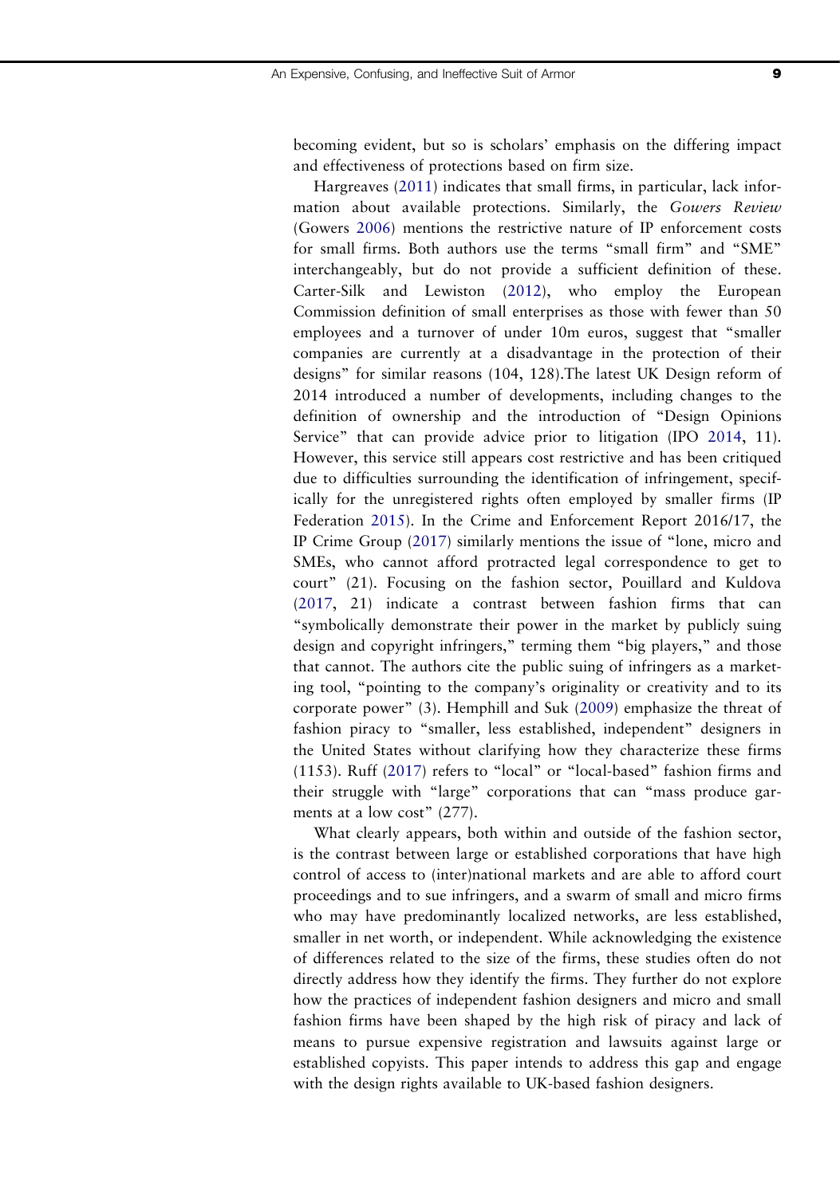becoming evident, but so is scholars' emphasis on the differing impact and effectiveness of protections based on firm size.

Hargreaves (2011) indicates that small firms, in particular, lack information about available protections. Similarly, the *Gowers Review* (Gowers 2006) mentions the restrictive nature of IP enforcement costs for small firms. Both authors use the terms "small firm" and "SME" interchangeably, but do not provide a sufficient definition of these. Carter-Silk and Lewiston (2012), who employ the European Commission definition of small enterprises as those with fewer than 50 employees and a turnover of under 10m euros, suggest that "smaller companies are currently at a disadvantage in the protection of their designs" for similar reasons (104, 128).The latest UK Design reform of 2014 introduced a number of developments, including changes to the definition of ownership and the introduction of "Design Opinions Service" that can provide advice prior to litigation (IPO 2014, 11). However, this service still appears cost restrictive and has been critiqued due to difficulties surrounding the identification of infringement, specifically for the unregistered rights often employed by smaller firms (IP Federation 2015). In the Crime and Enforcement Report 2016/17, the IP Crime Group (2017) similarly mentions the issue of "lone, micro and SMEs, who cannot afford protracted legal correspondence to get to court" (21). Focusing on the fashion sector, Pouillard and Kuldova (2017, 21) indicate a contrast between fashion firms that can "symbolically demonstrate their power in the market by publicly suing design and copyright infringers," terming them "big players," and those that cannot. The authors cite the public suing of infringers as a marketing tool, "pointing to the company's originality or creativity and to its corporate power" (3). Hemphill and Suk (2009) emphasize the threat of fashion piracy to "smaller, less established, independent" designers in the United States without clarifying how they characterize these firms (1153). Ruff (2017) refers to "local" or "local-based" fashion firms and their struggle with "large" corporations that can "mass produce garments at a low cost" (277).

What clearly appears, both within and outside of the fashion sector, is the contrast between large or established corporations that have high control of access to (inter)national markets and are able to afford court proceedings and to sue infringers, and a swarm of small and micro firms who may have predominantly localized networks, are less established, smaller in net worth, or independent. While acknowledging the existence of differences related to the size of the firms, these studies often do not directly address how they identify the firms. They further do not explore how the practices of independent fashion designers and micro and small fashion firms have been shaped by the high risk of piracy and lack of means to pursue expensive registration and lawsuits against large or established copyists. This paper intends to address this gap and engage with the design rights available to UK-based fashion designers.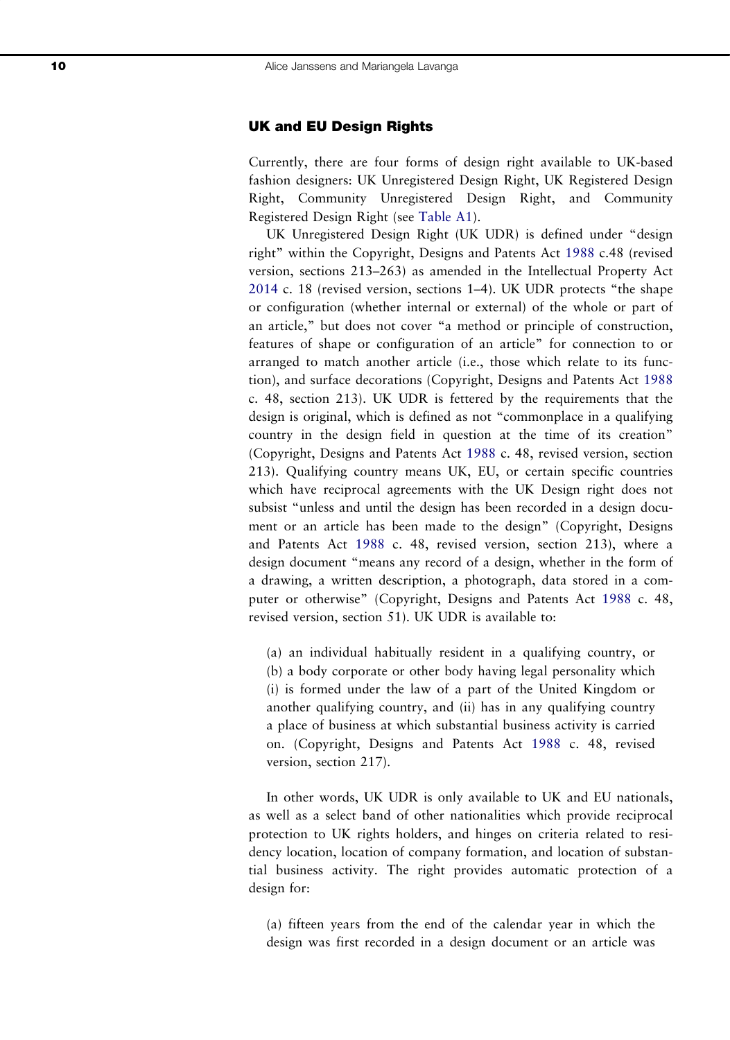## UK and EU Design Rights

Currently, there are four forms of design right available to UK-based fashion designers: UK Unregistered Design Right, UK Registered Design Right, Community Unregistered Design Right, and Community Registered Design Right (see Table A1).

UK Unregistered Design Right (UK UDR) is defined under "design right" within the Copyright, Designs and Patents Act 1988 c.48 (revised version, sections 213–263) as amended in the Intellectual Property Act 2014 c. 18 (revised version, sections 1–4). UK UDR protects "the shape or configuration (whether internal or external) of the whole or part of an article," but does not cover "a method or principle of construction, features of shape or configuration of an article" for connection to or arranged to match another article (i.e., those which relate to its function), and surface decorations (Copyright, Designs and Patents Act 1988 c. 48, section 213). UK UDR is fettered by the requirements that the design is original, which is defined as not "commonplace in a qualifying country in the design field in question at the time of its creation" (Copyright, Designs and Patents Act 1988 c. 48, revised version, section 213). Qualifying country means UK, EU, or certain specific countries which have reciprocal agreements with the UK Design right does not subsist "unless and until the design has been recorded in a design document or an article has been made to the design" (Copyright, Designs and Patents Act 1988 c. 48, revised version, section 213), where a design document "means any record of a design, whether in the form of a drawing, a written description, a photograph, data stored in a computer or otherwise" (Copyright, Designs and Patents Act 1988 c. 48, revised version, section 51). UK UDR is available to:

> (a) an individual habitually resident in a qualifying country, or
> (b) a body corporate or other body having legal personality which (i) is formed under the law of a part of the United Kingdom or another qualifying country, and (ii) has in any qualifying country a place of business at which substantial business activity is carried on. (Copyright, Designs and Patents Act 1988 c. 48, revised version, section 217).

In other words, UK UDR is only available to UK and EU nationals, as well as a select band of other nationalities which provide reciprocal protection to UK rights holders, and hinges on criteria related to residency location, location of company formation, and location of substantial business activity. The right provides automatic protection of a design for:

> (a) fifteen years from the end of the calendar year in which the design was first recorded in a design document or an article was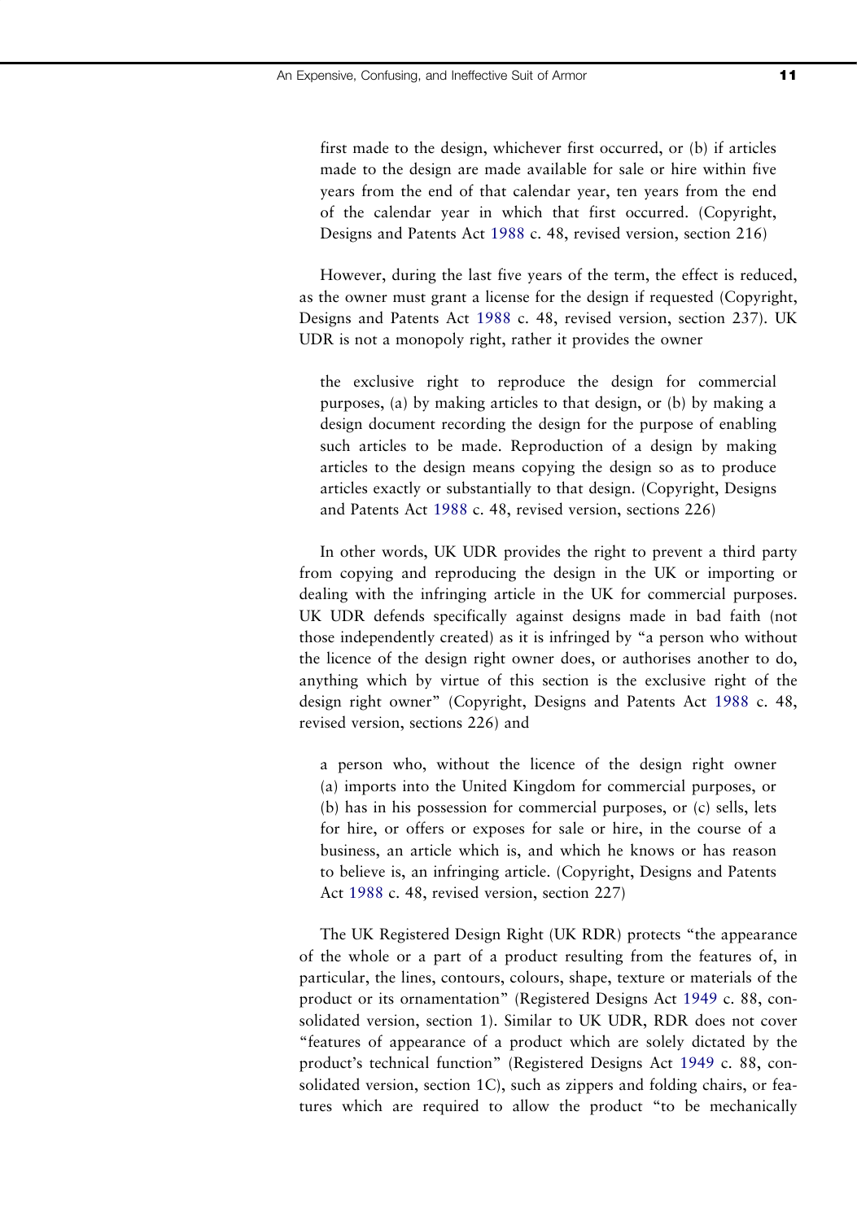> first made to the design, whichever first occurred, or (b) if articles made to the design are made available for sale or hire within five years from the end of that calendar year, ten years from the end of the calendar year in which that first occurred. (Copyright, Designs and Patents Act 1988 c. 48, revised version, section 216)

However, during the last five years of the term, the effect is reduced, as the owner must grant a license for the design if requested (Copyright, Designs and Patents Act 1988 c. 48, revised version, section 237). UK UDR is not a monopoly right, rather it provides the owner

> the exclusive right to reproduce the design for commercial purposes, (a) by making articles to that design, or (b) by making a design document recording the design for the purpose of enabling such articles to be made. Reproduction of a design by making articles to the design means copying the design so as to produce articles exactly or substantially to that design. (Copyright, Designs and Patents Act 1988 c. 48, revised version, sections 226)

In other words, UK UDR provides the right to prevent a third party from copying and reproducing the design in the UK or importing or dealing with the infringing article in the UK for commercial purposes. UK UDR defends specifically against designs made in bad faith (not those independently created) as it is infringed by "a person who without the licence of the design right owner does, or authorises another to do, anything which by virtue of this section is the exclusive right of the design right owner" (Copyright, Designs and Patents Act 1988 c. 48, revised version, sections 226) and

> a person who, without the licence of the design right owner (a) imports into the United Kingdom for commercial purposes, or (b) has in his possession for commercial purposes, or (c) sells, lets for hire, or offers or exposes for sale or hire, in the course of a business, an article which is, and which he knows or has reason to believe is, an infringing article. (Copyright, Designs and Patents Act 1988 c. 48, revised version, section 227)

The UK Registered Design Right (UK RDR) protects "the appearance of the whole or a part of a product resulting from the features of, in particular, the lines, contours, colours, shape, texture or materials of the product or its ornamentation" (Registered Designs Act 1949 c. 88, consolidated version, section 1). Similar to UK UDR, RDR does not cover "features of appearance of a product which are solely dictated by the product's technical function" (Registered Designs Act 1949 c. 88, consolidated version, section 1C), such as zippers and folding chairs, or features which are required to allow the product "to be mechanically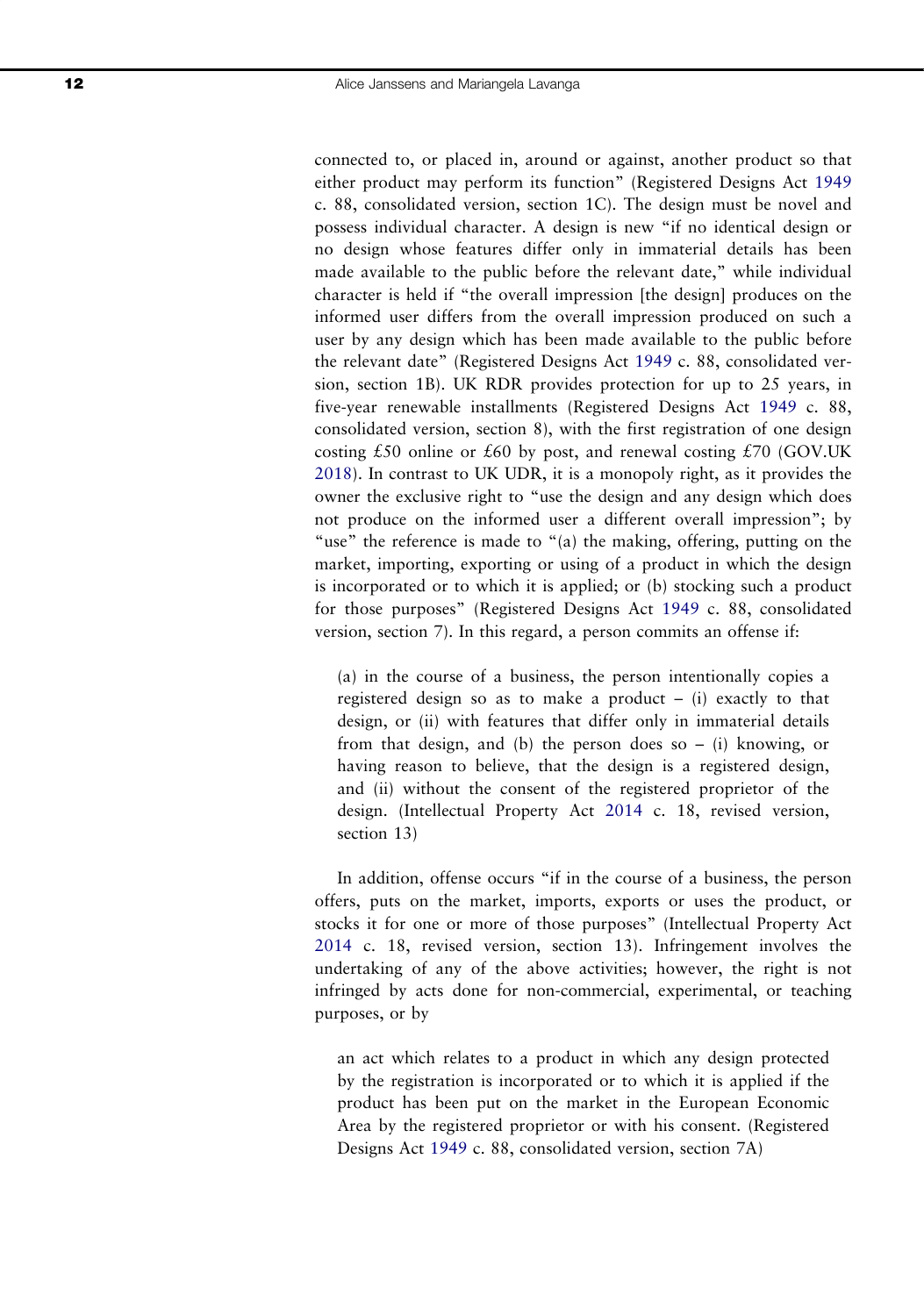connected to, or placed in, around or against, another product so that either product may perform its function" (Registered Designs Act 1949 c. 88, consolidated version, section 1C). The design must be novel and possess individual character. A design is new "if no identical design or no design whose features differ only in immaterial details has been made available to the public before the relevant date," while individual character is held if "the overall impression [the design] produces on the informed user differs from the overall impression produced on such a user by any design which has been made available to the public before the relevant date" (Registered Designs Act 1949 c. 88, consolidated version, section 1B). UK RDR provides protection for up to 25 years, in five-year renewable installments (Registered Designs Act 1949 c. 88, consolidated version, section 8), with the first registration of one design costing £50 online or £60 by post, and renewal costing £70 (GOV.UK 2018). In contrast to UK UDR, it is a monopoly right, as it provides the owner the exclusive right to "use the design and any design which does not produce on the informed user a different overall impression"; by "use" the reference is made to "(a) the making, offering, putting on the market, importing, exporting or using of a product in which the design is incorporated or to which it is applied; or (b) stocking such a product for those purposes" (Registered Designs Act 1949 c. 88, consolidated version, section 7). In this regard, a person commits an offense if:

> (a) in the course of a business, the person intentionally copies a registered design so as to make a product – (i) exactly to that design, or (ii) with features that differ only in immaterial details from that design, and (b) the person does so – (i) knowing, or having reason to believe, that the design is a registered design, and (ii) without the consent of the registered proprietor of the design. (Intellectual Property Act 2014 c. 18, revised version, section 13)

In addition, offense occurs "if in the course of a business, the person offers, puts on the market, imports, exports or uses the product, or stocks it for one or more of those purposes" (Intellectual Property Act 2014 c. 18, revised version, section 13). Infringement involves the undertaking of any of the above activities; however, the right is not infringed by acts done for non-commercial, experimental, or teaching purposes, or by

> an act which relates to a product in which any design protected by the registration is incorporated or to which it is applied if the product has been put on the market in the European Economic Area by the registered proprietor or with his consent. (Registered Designs Act 1949 c. 88, consolidated version, section 7A)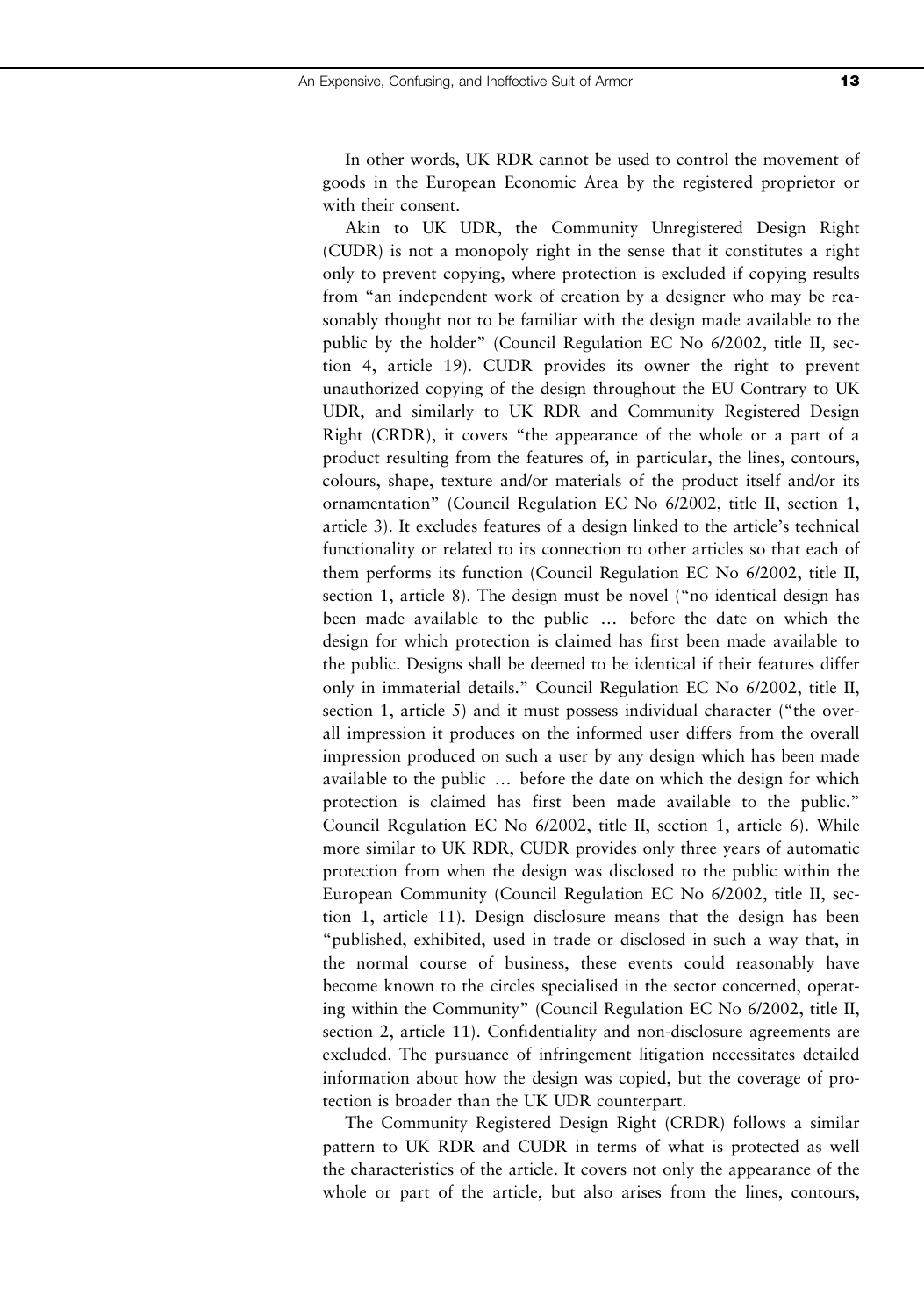In other words, UK RDR cannot be used to control the movement of goods in the European Economic Area by the registered proprietor or with their consent.

Akin to UK UDR, the Community Unregistered Design Right (CUDR) is not a monopoly right in the sense that it constitutes a right only to prevent copying, where protection is excluded if copying results from "an independent work of creation by a designer who may be reasonably thought not to be familiar with the design made available to the public by the holder" (Council Regulation EC No 6/2002, title II, section 4, article 19). CUDR provides its owner the right to prevent unauthorized copying of the design throughout the EU Contrary to UK UDR, and similarly to UK RDR and Community Registered Design Right (CRDR), it covers "the appearance of the whole or a part of a product resulting from the features of, in particular, the lines, contours, colours, shape, texture and/or materials of the product itself and/or its ornamentation" (Council Regulation EC No 6/2002, title II, section 1, article 3). It excludes features of a design linked to the article's technical functionality or related to its connection to other articles so that each of them performs its function (Council Regulation EC No 6/2002, title II, section 1, article 8). The design must be novel ("no identical design has been made available to the public … before the date on which the design for which protection is claimed has first been made available to the public. Designs shall be deemed to be identical if their features differ only in immaterial details." Council Regulation EC No 6/2002, title II, section 1, article 5) and it must possess individual character ("the overall impression it produces on the informed user differs from the overall impression produced on such a user by any design which has been made available to the public … before the date on which the design for which protection is claimed has first been made available to the public." Council Regulation EC No 6/2002, title II, section 1, article 6). While more similar to UK RDR, CUDR provides only three years of automatic protection from when the design was disclosed to the public within the European Community (Council Regulation EC No 6/2002, title II, section 1, article 11). Design disclosure means that the design has been "published, exhibited, used in trade or disclosed in such a way that, in the normal course of business, these events could reasonably have become known to the circles specialised in the sector concerned, operating within the Community" (Council Regulation EC No 6/2002, title II, section 2, article 11). Confidentiality and non-disclosure agreements are excluded. The pursuance of infringement litigation necessitates detailed information about how the design was copied, but the coverage of protection is broader than the UK UDR counterpart.

The Community Registered Design Right (CRDR) follows a similar pattern to UK RDR and CUDR in terms of what is protected as well the characteristics of the article. It covers not only the appearance of the whole or part of the article, but also arises from the lines, contours,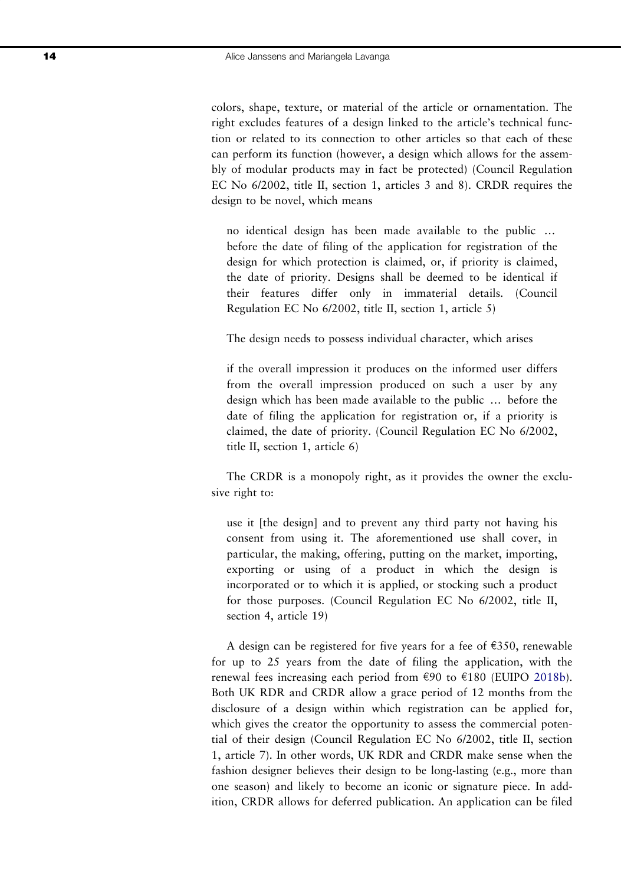colors, shape, texture, or material of the article or ornamentation. The right excludes features of a design linked to the article's technical function or related to its connection to other articles so that each of these can perform its function (however, a design which allows for the assembly of modular products may in fact be protected) (Council Regulation EC No 6/2002, title II, section 1, articles 3 and 8). CRDR requires the design to be novel, which means

> no identical design has been made available to the public … before the date of filing of the application for registration of the design for which protection is claimed, or, if priority is claimed, the date of priority. Designs shall be deemed to be identical if their features differ only in immaterial details. (Council Regulation EC No 6/2002, title II, section 1, article 5)

The design needs to possess individual character, which arises

> if the overall impression it produces on the informed user differs from the overall impression produced on such a user by any design which has been made available to the public … before the date of filing the application for registration or, if a priority is claimed, the date of priority. (Council Regulation EC No 6/2002, title II, section 1, article 6)

The CRDR is a monopoly right, as it provides the owner the exclusive right to:

> use it [the design] and to prevent any third party not having his consent from using it. The aforementioned use shall cover, in particular, the making, offering, putting on the market, importing, exporting or using of a product in which the design is incorporated or to which it is applied, or stocking such a product for those purposes. (Council Regulation EC No 6/2002, title II, section 4, article 19)

A design can be registered for five years for a fee of €350, renewable for up to 25 years from the date of filing the application, with the renewal fees increasing each period from €90 to €180 (EUIPO 2018b). Both UK RDR and CRDR allow a grace period of 12 months from the disclosure of a design within which registration can be applied for, which gives the creator the opportunity to assess the commercial potential of their design (Council Regulation EC No 6/2002, title II, section 1, article 7). In other words, UK RDR and CRDR make sense when the fashion designer believes their design to be long-lasting (e.g., more than one season) and likely to become an iconic or signature piece. In addition, CRDR allows for deferred publication. An application can be filed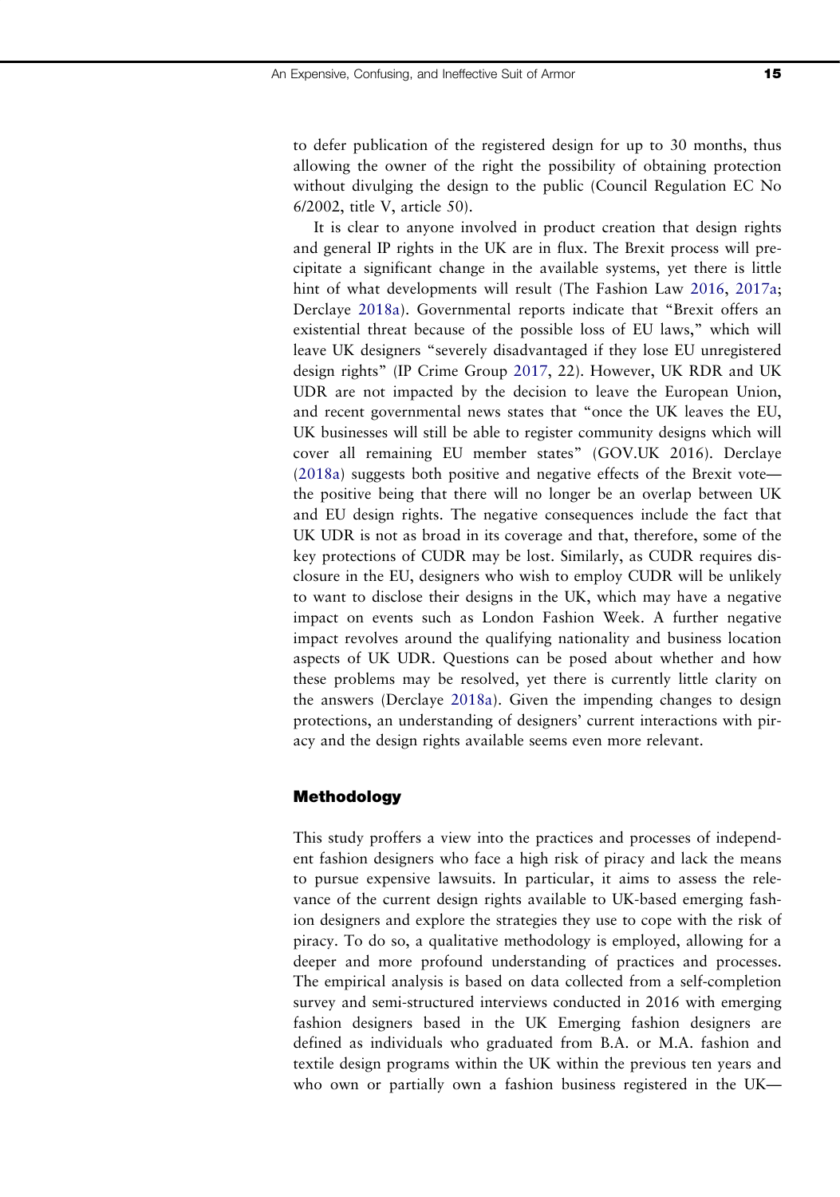to defer publication of the registered design for up to 30 months, thus allowing the owner of the right the possibility of obtaining protection without divulging the design to the public (Council Regulation EC No 6/2002, title V, article 50).

It is clear to anyone involved in product creation that design rights and general IP rights in the UK are in flux. The Brexit process will precipitate a significant change in the available systems, yet there is little hint of what developments will result (The Fashion Law 2016, 2017a; Derclaye 2018a). Governmental reports indicate that "Brexit offers an existential threat because of the possible loss of EU laws," which will leave UK designers "severely disadvantaged if they lose EU unregistered design rights" (IP Crime Group 2017, 22). However, UK RDR and UK UDR are not impacted by the decision to leave the European Union, and recent governmental news states that "once the UK leaves the EU, UK businesses will still be able to register community designs which will cover all remaining EU member states" (GOV.UK 2016). Derclaye (2018a) suggests both positive and negative effects of the Brexit vote—the positive being that there will no longer be an overlap between UK and EU design rights. The negative consequences include the fact that UK UDR is not as broad in its coverage and that, therefore, some of the key protections of CUDR may be lost. Similarly, as CUDR requires disclosure in the EU, designers who wish to employ CUDR will be unlikely to want to disclose their designs in the UK, which may have a negative impact on events such as London Fashion Week. A further negative impact revolves around the qualifying nationality and business location aspects of UK UDR. Questions can be posed about whether and how these problems may be resolved, yet there is currently little clarity on the answers (Derclaye 2018a). Given the impending changes to design protections, an understanding of designers' current interactions with piracy and the design rights available seems even more relevant.

## Methodology

This study proffers a view into the practices and processes of independent fashion designers who face a high risk of piracy and lack the means to pursue expensive lawsuits. In particular, it aims to assess the relevance of the current design rights available to UK-based emerging fashion designers and explore the strategies they use to cope with the risk of piracy. To do so, a qualitative methodology is employed, allowing for a deeper and more profound understanding of practices and processes. The empirical analysis is based on data collected from a self-completion survey and semi-structured interviews conducted in 2016 with emerging fashion designers based in the UK Emerging fashion designers are defined as individuals who graduated from B.A. or M.A. fashion and textile design programs within the UK within the previous ten years and who own or partially own a fashion business registered in the UK—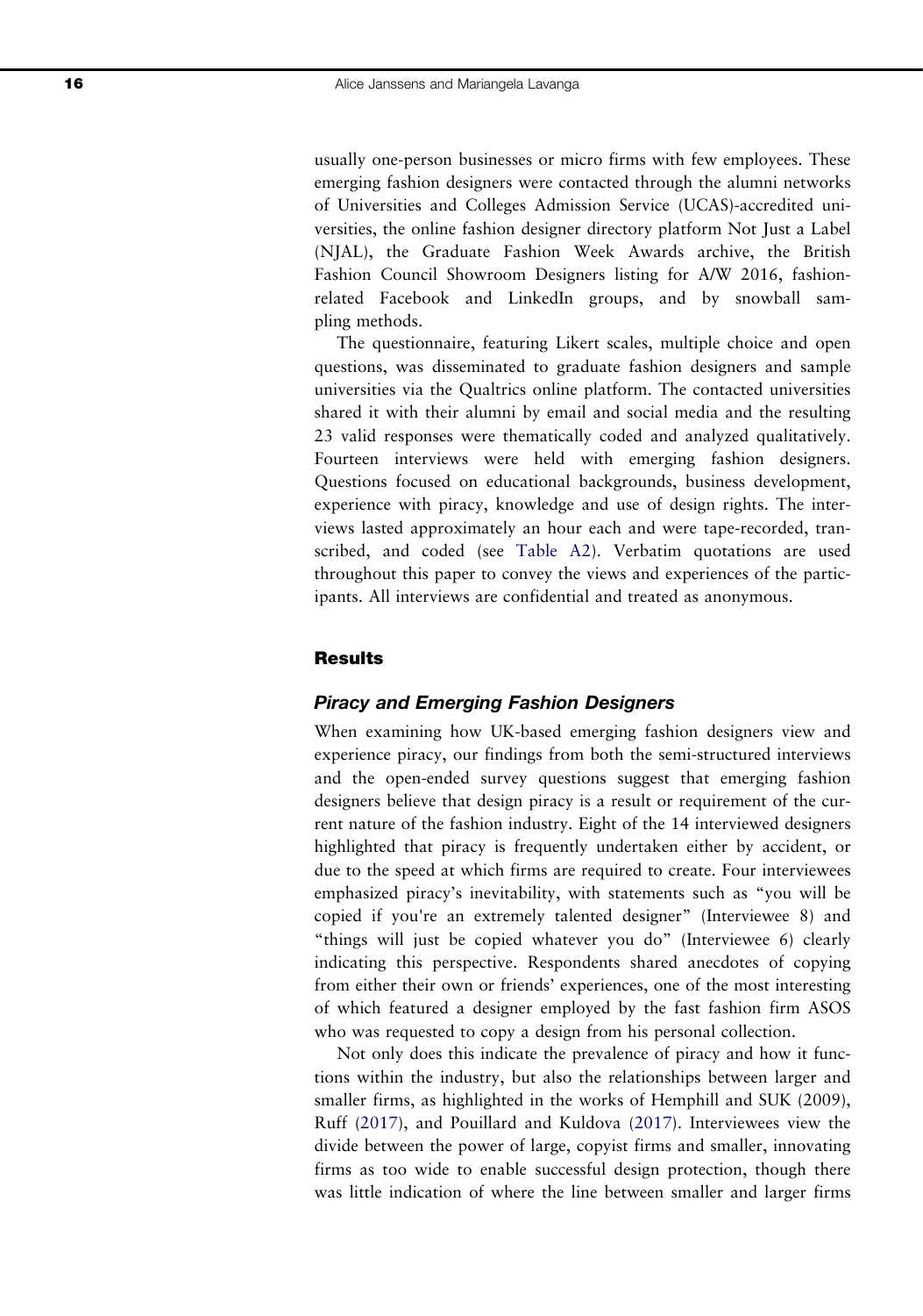usually one-person businesses or micro firms with few employees. These emerging fashion designers were contacted through the alumni networks of Universities and Colleges Admission Service (UCAS)-accredited universities, the online fashion designer directory platform Not Just a Label (NJAL), the Graduate Fashion Week Awards archive, the British Fashion Council Showroom Designers listing for A/W 2016, fashion-related Facebook and LinkedIn groups, and by snowball sampling methods.

The questionnaire, featuring Likert scales, multiple choice and open questions, was disseminated to graduate fashion designers and sample universities via the Qualtrics online platform. The contacted universities shared it with their alumni by email and social media and the resulting 23 valid responses were thematically coded and analyzed qualitatively. Fourteen interviews were held with emerging fashion designers. Questions focused on educational backgrounds, business development, experience with piracy, knowledge and use of design rights. The interviews lasted approximately an hour each and were tape-recorded, transcribed, and coded (see Table A2). Verbatim quotations are used throughout this paper to convey the views and experiences of the participants. All interviews are confidential and treated as anonymous.

## Results

### *Piracy and Emerging Fashion Designers*

When examining how UK-based emerging fashion designers view and experience piracy, our findings from both the semi-structured interviews and the open-ended survey questions suggest that emerging fashion designers believe that design piracy is a result or requirement of the current nature of the fashion industry. Eight of the 14 interviewed designers highlighted that piracy is frequently undertaken either by accident, or due to the speed at which firms are required to create. Four interviewees emphasized piracy's inevitability, with statements such as "you will be copied if you're an extremely talented designer" (Interviewee 8) and "things will just be copied whatever you do" (Interviewee 6) clearly indicating this perspective. Respondents shared anecdotes of copying from either their own or friends' experiences, one of the most interesting of which featured a designer employed by the fast fashion firm ASOS who was requested to copy a design from his personal collection.

Not only does this indicate the prevalence of piracy and how it functions within the industry, but also the relationships between larger and smaller firms, as highlighted in the works of Hemphill and SUK (2009), Ruff (2017), and Pouillard and Kuldova (2017). Interviewees view the divide between the power of large, copyist firms and smaller, innovating firms as too wide to enable successful design protection, though there was little indication of where the line between smaller and larger firms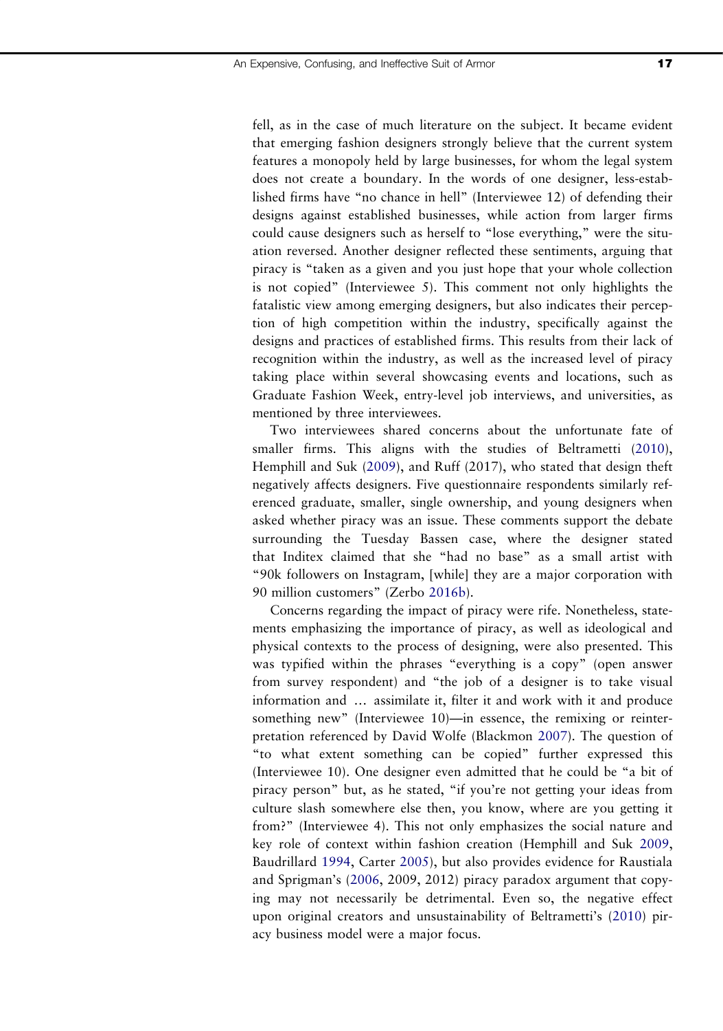fell, as in the case of much literature on the subject. It became evident that emerging fashion designers strongly believe that the current system features a monopoly held by large businesses, for whom the legal system does not create a boundary. In the words of one designer, less-established firms have "no chance in hell" (Interviewee 12) of defending their designs against established businesses, while action from larger firms could cause designers such as herself to "lose everything," were the situation reversed. Another designer reflected these sentiments, arguing that piracy is "taken as a given and you just hope that your whole collection is not copied" (Interviewee 5). This comment not only highlights the fatalistic view among emerging designers, but also indicates their perception of high competition within the industry, specifically against the designs and practices of established firms. This results from their lack of recognition within the industry, as well as the increased level of piracy taking place within several showcasing events and locations, such as Graduate Fashion Week, entry-level job interviews, and universities, as mentioned by three interviewees.

Two interviewees shared concerns about the unfortunate fate of smaller firms. This aligns with the studies of Beltrametti (2010), Hemphill and Suk (2009), and Ruff (2017), who stated that design theft negatively affects designers. Five questionnaire respondents similarly referenced graduate, smaller, single ownership, and young designers when asked whether piracy was an issue. These comments support the debate surrounding the Tuesday Bassen case, where the designer stated that Inditex claimed that she "had no base" as a small artist with "90k followers on Instagram, [while] they are a major corporation with 90 million customers" (Zerbo 2016b).

Concerns regarding the impact of piracy were rife. Nonetheless, statements emphasizing the importance of piracy, as well as ideological and physical contexts to the process of designing, were also presented. This was typified within the phrases "everything is a copy" (open answer from survey respondent) and "the job of a designer is to take visual information and … assimilate it, filter it and work with it and produce something new" (Interviewee 10)—in essence, the remixing or reinterpretation referenced by David Wolfe (Blackmon 2007). The question of "to what extent something can be copied" further expressed this (Interviewee 10). One designer even admitted that he could be "a bit of piracy person" but, as he stated, "if you're not getting your ideas from culture slash somewhere else then, you know, where are you getting it from?" (Interviewee 4). This not only emphasizes the social nature and key role of context within fashion creation (Hemphill and Suk 2009, Baudrillard 1994, Carter 2005), but also provides evidence for Raustiala and Sprigman's (2006, 2009, 2012) piracy paradox argument that copying may not necessarily be detrimental. Even so, the negative effect upon original creators and unsustainability of Beltrametti's (2010) piracy business model were a major focus.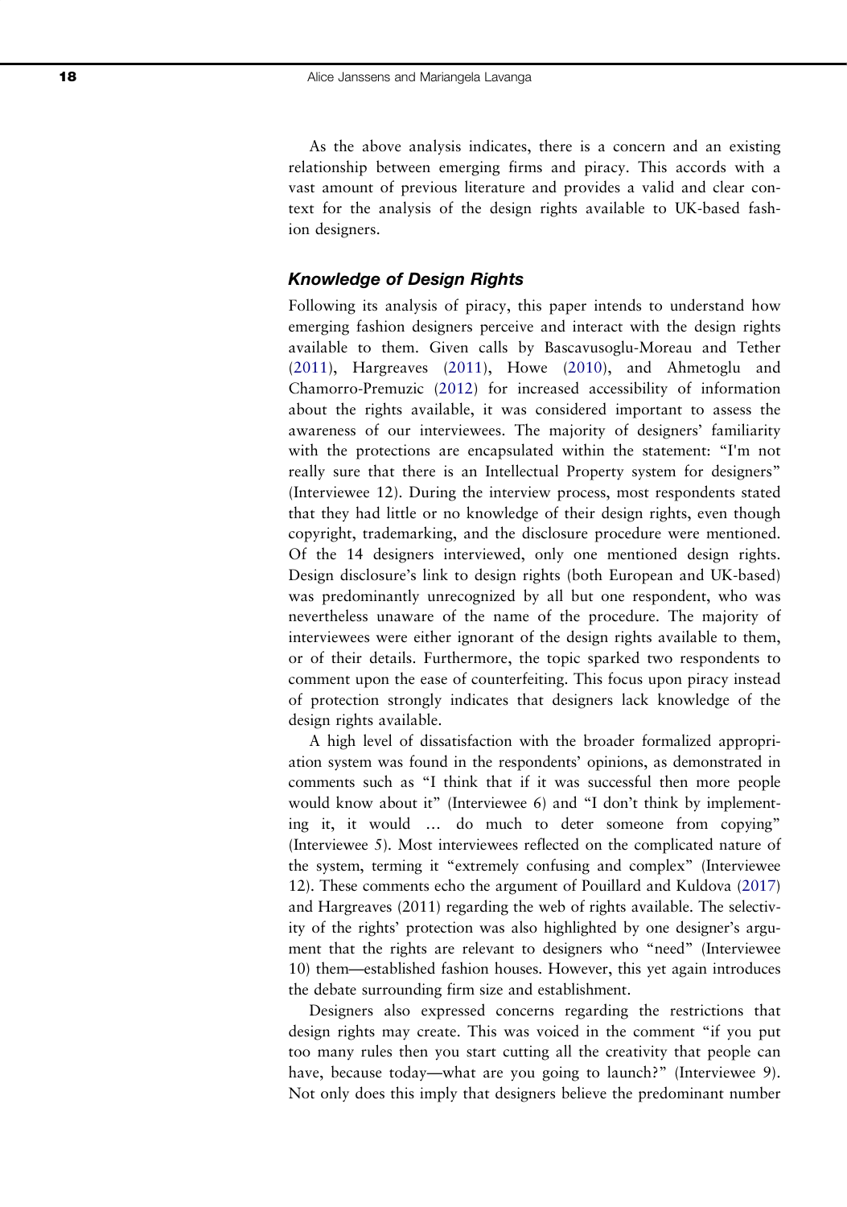As the above analysis indicates, there is a concern and an existing relationship between emerging firms and piracy. This accords with a vast amount of previous literature and provides a valid and clear context for the analysis of the design rights available to UK-based fashion designers.

### Knowledge of Design Rights

Following its analysis of piracy, this paper intends to understand how emerging fashion designers perceive and interact with the design rights available to them. Given calls by Bascavusoglu-Moreau and Tether (2011), Hargreaves (2011), Howe (2010), and Ahmetoglu and Chamorro-Premuzic (2012) for increased accessibility of information about the rights available, it was considered important to assess the awareness of our interviewees. The majority of designers' familiarity with the protections are encapsulated within the statement: "I'm not really sure that there is an Intellectual Property system for designers" (Interviewee 12). During the interview process, most respondents stated that they had little or no knowledge of their design rights, even though copyright, trademarking, and the disclosure procedure were mentioned. Of the 14 designers interviewed, only one mentioned design rights. Design disclosure's link to design rights (both European and UK-based) was predominantly unrecognized by all but one respondent, who was nevertheless unaware of the name of the procedure. The majority of interviewees were either ignorant of the design rights available to them, or of their details. Furthermore, the topic sparked two respondents to comment upon the ease of counterfeiting. This focus upon piracy instead of protection strongly indicates that designers lack knowledge of the design rights available.

A high level of dissatisfaction with the broader formalized appropriation system was found in the respondents' opinions, as demonstrated in comments such as "I think that if it was successful then more people would know about it" (Interviewee 6) and "I don't think by implementing it, it would … do much to deter someone from copying" (Interviewee 5). Most interviewees reflected on the complicated nature of the system, terming it "extremely confusing and complex" (Interviewee 12). These comments echo the argument of Pouillard and Kuldova (2017) and Hargreaves (2011) regarding the web of rights available. The selectivity of the rights' protection was also highlighted by one designer's argument that the rights are relevant to designers who "need" (Interviewee 10) them—established fashion houses. However, this yet again introduces the debate surrounding firm size and establishment.

Designers also expressed concerns regarding the restrictions that design rights may create. This was voiced in the comment "if you put too many rules then you start cutting all the creativity that people can have, because today—what are you going to launch?" (Interviewee 9). Not only does this imply that designers believe the predominant number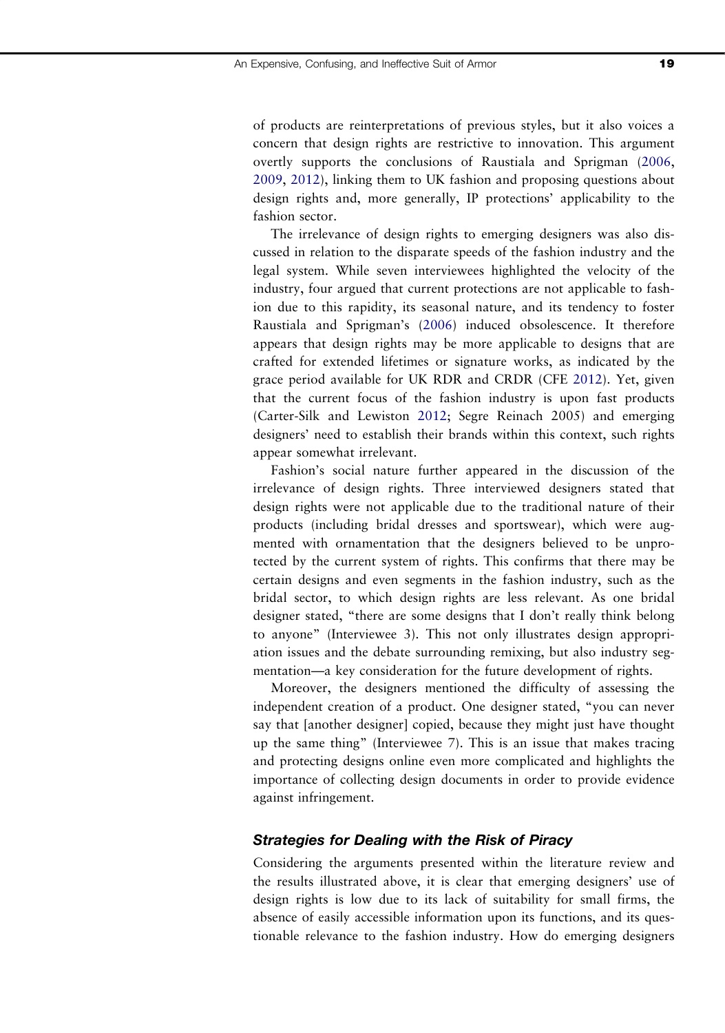of products are reinterpretations of previous styles, but it also voices a concern that design rights are restrictive to innovation. This argument overtly supports the conclusions of Raustiala and Sprigman (2006, 2009, 2012), linking them to UK fashion and proposing questions about design rights and, more generally, IP protections' applicability to the fashion sector.

The irrelevance of design rights to emerging designers was also discussed in relation to the disparate speeds of the fashion industry and the legal system. While seven interviewees highlighted the velocity of the industry, four argued that current protections are not applicable to fashion due to this rapidity, its seasonal nature, and its tendency to foster Raustiala and Sprigman's (2006) induced obsolescence. It therefore appears that design rights may be more applicable to designs that are crafted for extended lifetimes or signature works, as indicated by the grace period available for UK RDR and CRDR (CFE 2012). Yet, given that the current focus of the fashion industry is upon fast products (Carter-Silk and Lewiston 2012; Segre Reinach 2005) and emerging designers' need to establish their brands within this context, such rights appear somewhat irrelevant.

Fashion's social nature further appeared in the discussion of the irrelevance of design rights. Three interviewed designers stated that design rights were not applicable due to the traditional nature of their products (including bridal dresses and sportswear), which were augmented with ornamentation that the designers believed to be unprotected by the current system of rights. This confirms that there may be certain designs and even segments in the fashion industry, such as the bridal sector, to which design rights are less relevant. As one bridal designer stated, "there are some designs that I don't really think belong to anyone" (Interviewee 3). This not only illustrates design appropriation issues and the debate surrounding remixing, but also industry segmentation—a key consideration for the future development of rights.

Moreover, the designers mentioned the difficulty of assessing the independent creation of a product. One designer stated, "you can never say that [another designer] copied, because they might just have thought up the same thing" (Interviewee 7). This is an issue that makes tracing and protecting designs online even more complicated and highlights the importance of collecting design documents in order to provide evidence against infringement.

### Strategies for Dealing with the Risk of Piracy

Considering the arguments presented within the literature review and the results illustrated above, it is clear that emerging designers' use of design rights is low due to its lack of suitability for small firms, the absence of easily accessible information upon its functions, and its questionable relevance to the fashion industry. How do emerging designers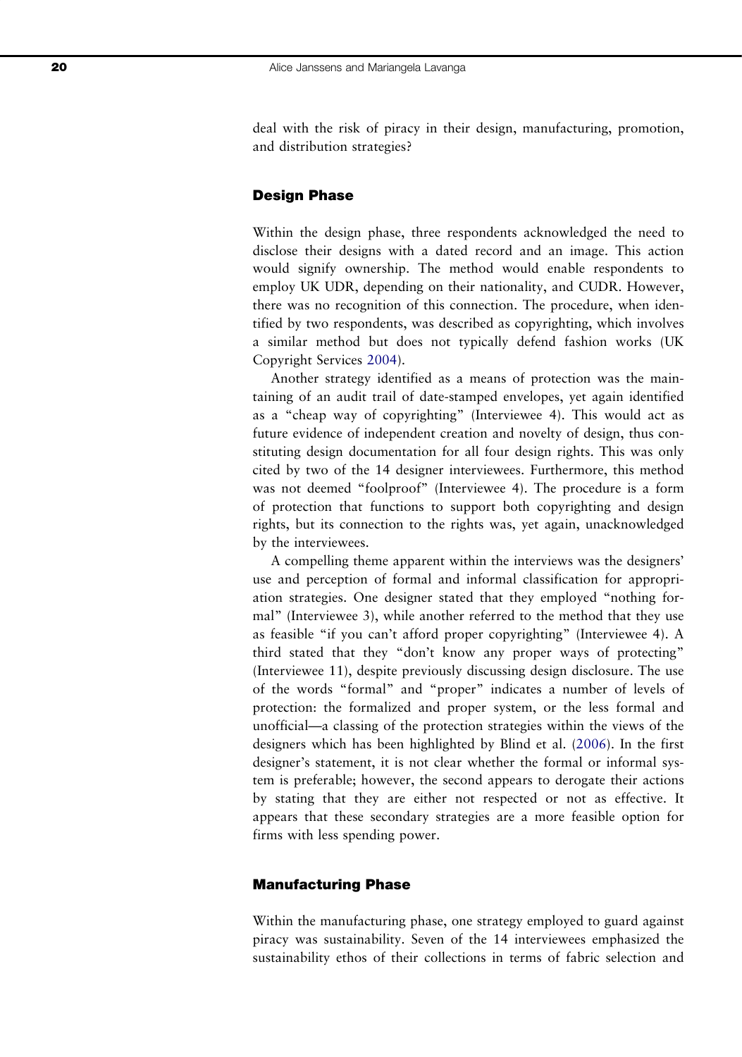deal with the risk of piracy in their design, manufacturing, promotion, and distribution strategies?

### Design Phase

Within the design phase, three respondents acknowledged the need to disclose their designs with a dated record and an image. This action would signify ownership. The method would enable respondents to employ UK UDR, depending on their nationality, and CUDR. However, there was no recognition of this connection. The procedure, when identified by two respondents, was described as copyrighting, which involves a similar method but does not typically defend fashion works (UK Copyright Services 2004).

Another strategy identified as a means of protection was the maintaining of an audit trail of date-stamped envelopes, yet again identified as a "cheap way of copyrighting" (Interviewee 4). This would act as future evidence of independent creation and novelty of design, thus constituting design documentation for all four design rights. This was only cited by two of the 14 designer interviewees. Furthermore, this method was not deemed "foolproof" (Interviewee 4). The procedure is a form of protection that functions to support both copyrighting and design rights, but its connection to the rights was, yet again, unacknowledged by the interviewees.

A compelling theme apparent within the interviews was the designers' use and perception of formal and informal classification for appropriation strategies. One designer stated that they employed "nothing formal" (Interviewee 3), while another referred to the method that they use as feasible "if you can't afford proper copyrighting" (Interviewee 4). A third stated that they "don't know any proper ways of protecting" (Interviewee 11), despite previously discussing design disclosure. The use of the words "formal" and "proper" indicates a number of levels of protection: the formalized and proper system, or the less formal and unofficial—a classing of the protection strategies within the views of the designers which has been highlighted by Blind et al. (2006). In the first designer's statement, it is not clear whether the formal or informal system is preferable; however, the second appears to derogate their actions by stating that they are either not respected or not as effective. It appears that these secondary strategies are a more feasible option for firms with less spending power.

### Manufacturing Phase

Within the manufacturing phase, one strategy employed to guard against piracy was sustainability. Seven of the 14 interviewees emphasized the sustainability ethos of their collections in terms of fabric selection and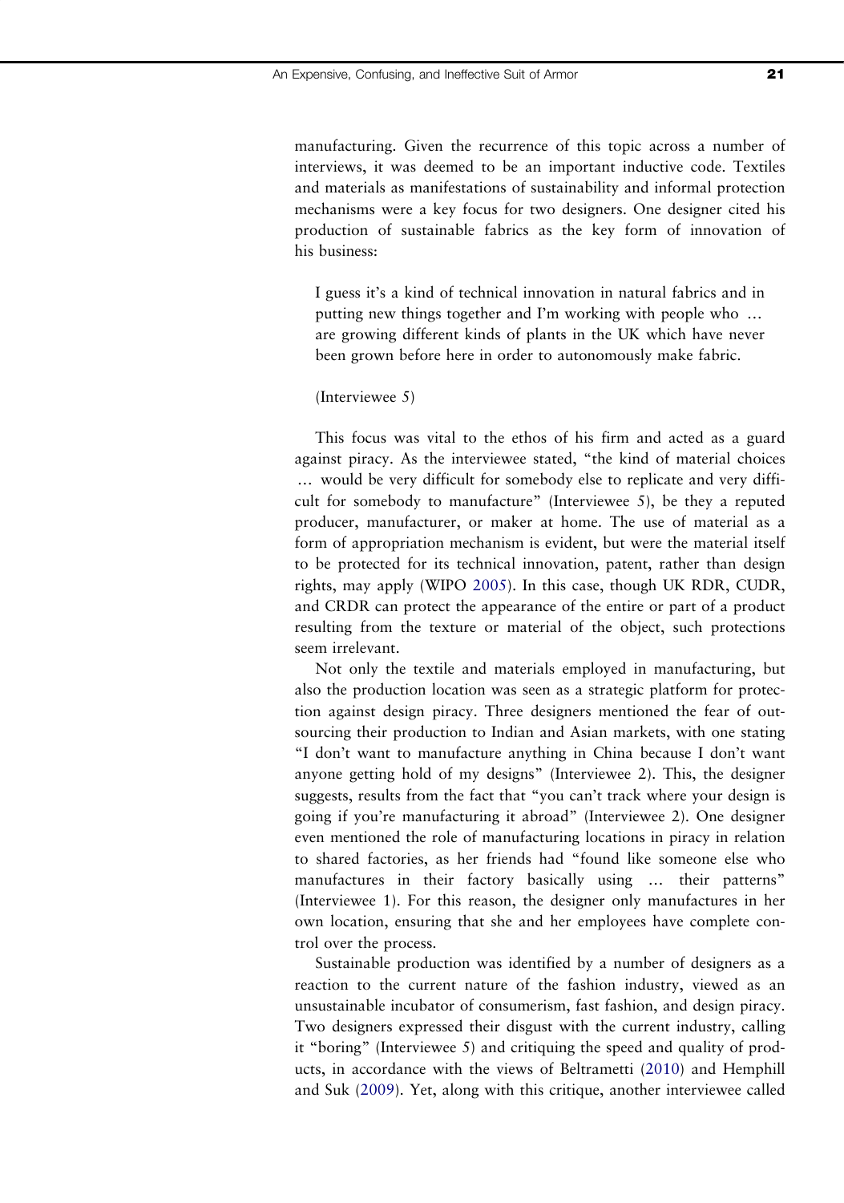manufacturing. Given the recurrence of this topic across a number of interviews, it was deemed to be an important inductive code. Textiles and materials as manifestations of sustainability and informal protection mechanisms were a key focus for two designers. One designer cited his production of sustainable fabrics as the key form of innovation of his business:

> I guess it's a kind of technical innovation in natural fabrics and in putting new things together and I'm working with people who … are growing different kinds of plants in the UK which have never been grown before here in order to autonomously make fabric.
>
> (Interviewee 5)

This focus was vital to the ethos of his firm and acted as a guard against piracy. As the interviewee stated, "the kind of material choices … would be very difficult for somebody else to replicate and very difficult for somebody to manufacture" (Interviewee 5), be they a reputed producer, manufacturer, or maker at home. The use of material as a form of appropriation mechanism is evident, but were the material itself to be protected for its technical innovation, patent, rather than design rights, may apply (WIPO 2005). In this case, though UK RDR, CUDR, and CRDR can protect the appearance of the entire or part of a product resulting from the texture or material of the object, such protections seem irrelevant.

Not only the textile and materials employed in manufacturing, but also the production location was seen as a strategic platform for protection against design piracy. Three designers mentioned the fear of outsourcing their production to Indian and Asian markets, with one stating "I don't want to manufacture anything in China because I don't want anyone getting hold of my designs" (Interviewee 2). This, the designer suggests, results from the fact that "you can't track where your design is going if you're manufacturing it abroad" (Interviewee 2). One designer even mentioned the role of manufacturing locations in piracy in relation to shared factories, as her friends had "found like someone else who manufactures in their factory basically using … their patterns" (Interviewee 1). For this reason, the designer only manufactures in her own location, ensuring that she and her employees have complete control over the process.

Sustainable production was identified by a number of designers as a reaction to the current nature of the fashion industry, viewed as an unsustainable incubator of consumerism, fast fashion, and design piracy. Two designers expressed their disgust with the current industry, calling it "boring" (Interviewee 5) and critiquing the speed and quality of products, in accordance with the views of Beltrametti (2010) and Hemphill and Suk (2009). Yet, along with this critique, another interviewee called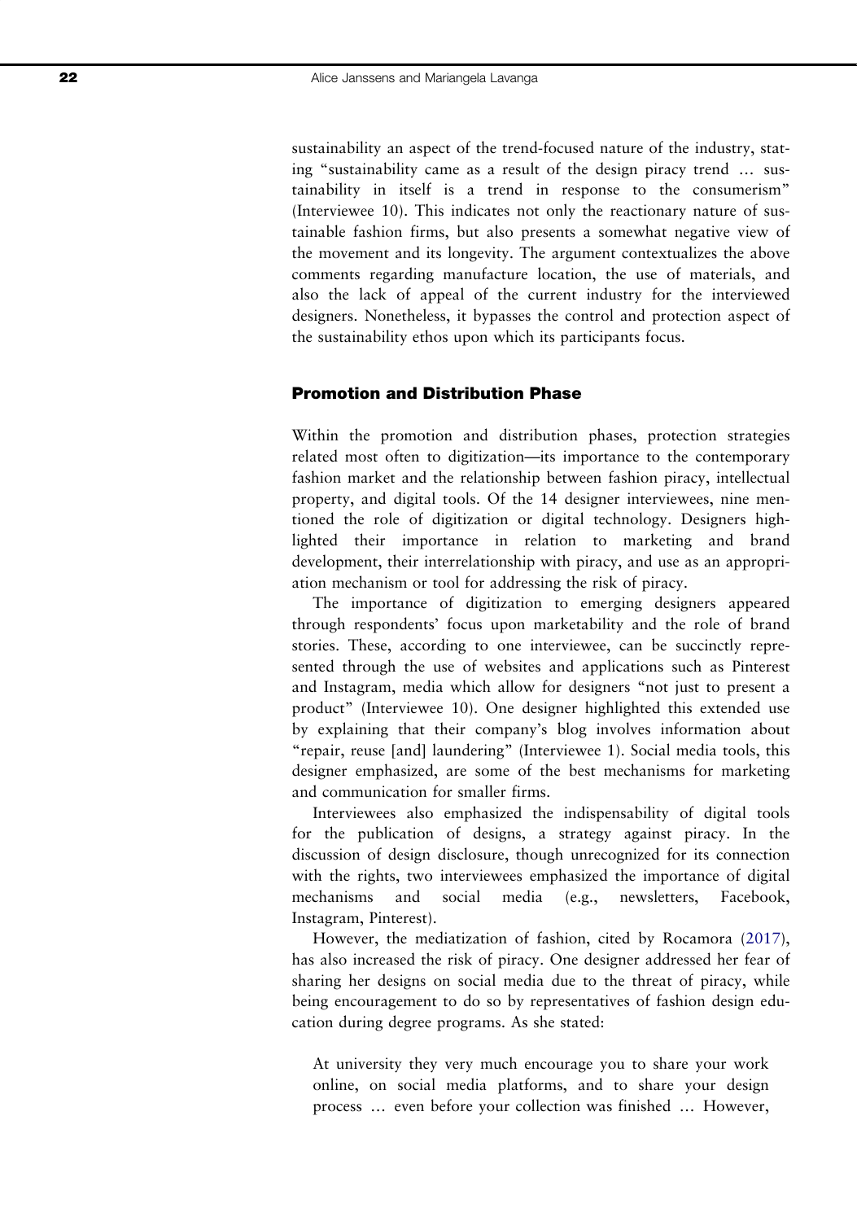sustainability an aspect of the trend-focused nature of the industry, stating "sustainability came as a result of the design piracy trend … sustainability in itself is a trend in response to the consumerism" (Interviewee 10). This indicates not only the reactionary nature of sustainable fashion firms, but also presents a somewhat negative view of the movement and its longevity. The argument contextualizes the above comments regarding manufacture location, the use of materials, and also the lack of appeal of the current industry for the interviewed designers. Nonetheless, it bypasses the control and protection aspect of the sustainability ethos upon which its participants focus.

### Promotion and Distribution Phase

Within the promotion and distribution phases, protection strategies related most often to digitization—its importance to the contemporary fashion market and the relationship between fashion piracy, intellectual property, and digital tools. Of the 14 designer interviewees, nine mentioned the role of digitization or digital technology. Designers highlighted their importance in relation to marketing and brand development, their interrelationship with piracy, and use as an appropriation mechanism or tool for addressing the risk of piracy.

The importance of digitization to emerging designers appeared through respondents' focus upon marketability and the role of brand stories. These, according to one interviewee, can be succinctly represented through the use of websites and applications such as Pinterest and Instagram, media which allow for designers "not just to present a product" (Interviewee 10). One designer highlighted this extended use by explaining that their company's blog involves information about "repair, reuse [and] laundering" (Interviewee 1). Social media tools, this designer emphasized, are some of the best mechanisms for marketing and communication for smaller firms.

Interviewees also emphasized the indispensability of digital tools for the publication of designs, a strategy against piracy. In the discussion of design disclosure, though unrecognized for its connection with the rights, two interviewees emphasized the importance of digital mechanisms and social media (e.g., newsletters, Facebook, Instagram, Pinterest).

However, the mediatization of fashion, cited by Rocamora (2017), has also increased the risk of piracy. One designer addressed her fear of sharing her designs on social media due to the threat of piracy, while being encouragement to do so by representatives of fashion design education during degree programs. As she stated:

> At university they very much encourage you to share your work online, on social media platforms, and to share your design process … even before your collection was finished … However,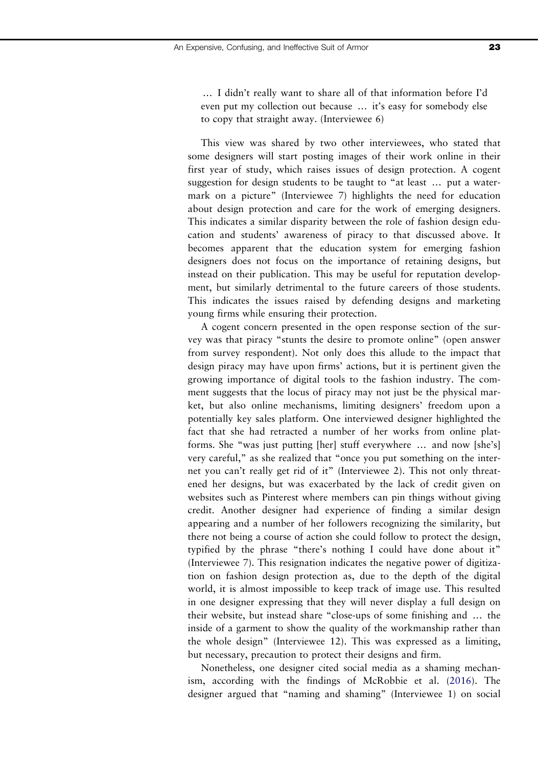… I didn't really want to share all of that information before I'd even put my collection out because … it's easy for somebody else to copy that straight away. (Interviewee 6)

This view was shared by two other interviewees, who stated that some designers will start posting images of their work online in their first year of study, which raises issues of design protection. A cogent suggestion for design students to be taught to "at least … put a watermark on a picture" (Interviewee 7) highlights the need for education about design protection and care for the work of emerging designers. This indicates a similar disparity between the role of fashion design education and students' awareness of piracy to that discussed above. It becomes apparent that the education system for emerging fashion designers does not focus on the importance of retaining designs, but instead on their publication. This may be useful for reputation development, but similarly detrimental to the future careers of those students. This indicates the issues raised by defending designs and marketing young firms while ensuring their protection.

A cogent concern presented in the open response section of the survey was that piracy "stunts the desire to promote online" (open answer from survey respondent). Not only does this allude to the impact that design piracy may have upon firms' actions, but it is pertinent given the growing importance of digital tools to the fashion industry. The comment suggests that the locus of piracy may not just be the physical market, but also online mechanisms, limiting designers' freedom upon a potentially key sales platform. One interviewed designer highlighted the fact that she had retracted a number of her works from online platforms. She "was just putting [her] stuff everywhere … and now [she's] very careful," as she realized that "once you put something on the internet you can't really get rid of it" (Interviewee 2). This not only threatened her designs, but was exacerbated by the lack of credit given on websites such as Pinterest where members can pin things without giving credit. Another designer had experience of finding a similar design appearing and a number of her followers recognizing the similarity, but there not being a course of action she could follow to protect the design, typified by the phrase "there's nothing I could have done about it" (Interviewee 7). This resignation indicates the negative power of digitization on fashion design protection as, due to the depth of the digital world, it is almost impossible to keep track of image use. This resulted in one designer expressing that they will never display a full design on their website, but instead share "close-ups of some finishing and … the inside of a garment to show the quality of the workmanship rather than the whole design" (Interviewee 12). This was expressed as a limiting, but necessary, precaution to protect their designs and firm.

Nonetheless, one designer cited social media as a shaming mechanism, according with the findings of McRobbie et al. (2016). The designer argued that "naming and shaming" (Interviewee 1) on social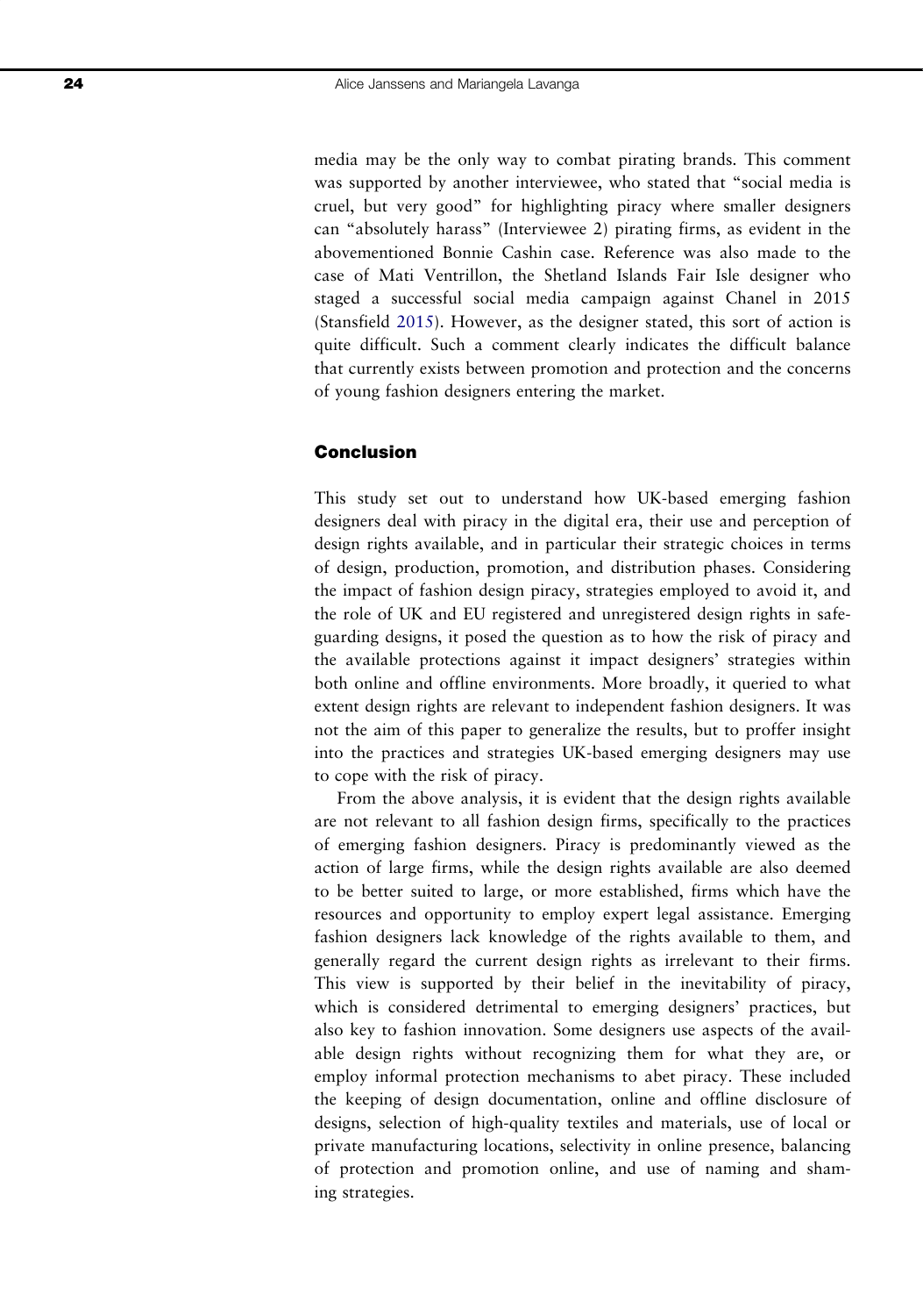media may be the only way to combat pirating brands. This comment was supported by another interviewee, who stated that "social media is cruel, but very good" for highlighting piracy where smaller designers can "absolutely harass" (Interviewee 2) pirating firms, as evident in the abovementioned Bonnie Cashin case. Reference was also made to the case of Mati Ventrillon, the Shetland Islands Fair Isle designer who staged a successful social media campaign against Chanel in 2015 (Stansfield 2015). However, as the designer stated, this sort of action is quite difficult. Such a comment clearly indicates the difficult balance that currently exists between promotion and protection and the concerns of young fashion designers entering the market.

## Conclusion

This study set out to understand how UK-based emerging fashion designers deal with piracy in the digital era, their use and perception of design rights available, and in particular their strategic choices in terms of design, production, promotion, and distribution phases. Considering the impact of fashion design piracy, strategies employed to avoid it, and the role of UK and EU registered and unregistered design rights in safeguarding designs, it posed the question as to how the risk of piracy and the available protections against it impact designers' strategies within both online and offline environments. More broadly, it queried to what extent design rights are relevant to independent fashion designers. It was not the aim of this paper to generalize the results, but to proffer insight into the practices and strategies UK-based emerging designers may use to cope with the risk of piracy.

From the above analysis, it is evident that the design rights available are not relevant to all fashion design firms, specifically to the practices of emerging fashion designers. Piracy is predominantly viewed as the action of large firms, while the design rights available are also deemed to be better suited to large, or more established, firms which have the resources and opportunity to employ expert legal assistance. Emerging fashion designers lack knowledge of the rights available to them, and generally regard the current design rights as irrelevant to their firms. This view is supported by their belief in the inevitability of piracy, which is considered detrimental to emerging designers' practices, but also key to fashion innovation. Some designers use aspects of the available design rights without recognizing them for what they are, or employ informal protection mechanisms to abet piracy. These included the keeping of design documentation, online and offline disclosure of designs, selection of high-quality textiles and materials, use of local or private manufacturing locations, selectivity in online presence, balancing of protection and promotion online, and use of naming and shaming strategies.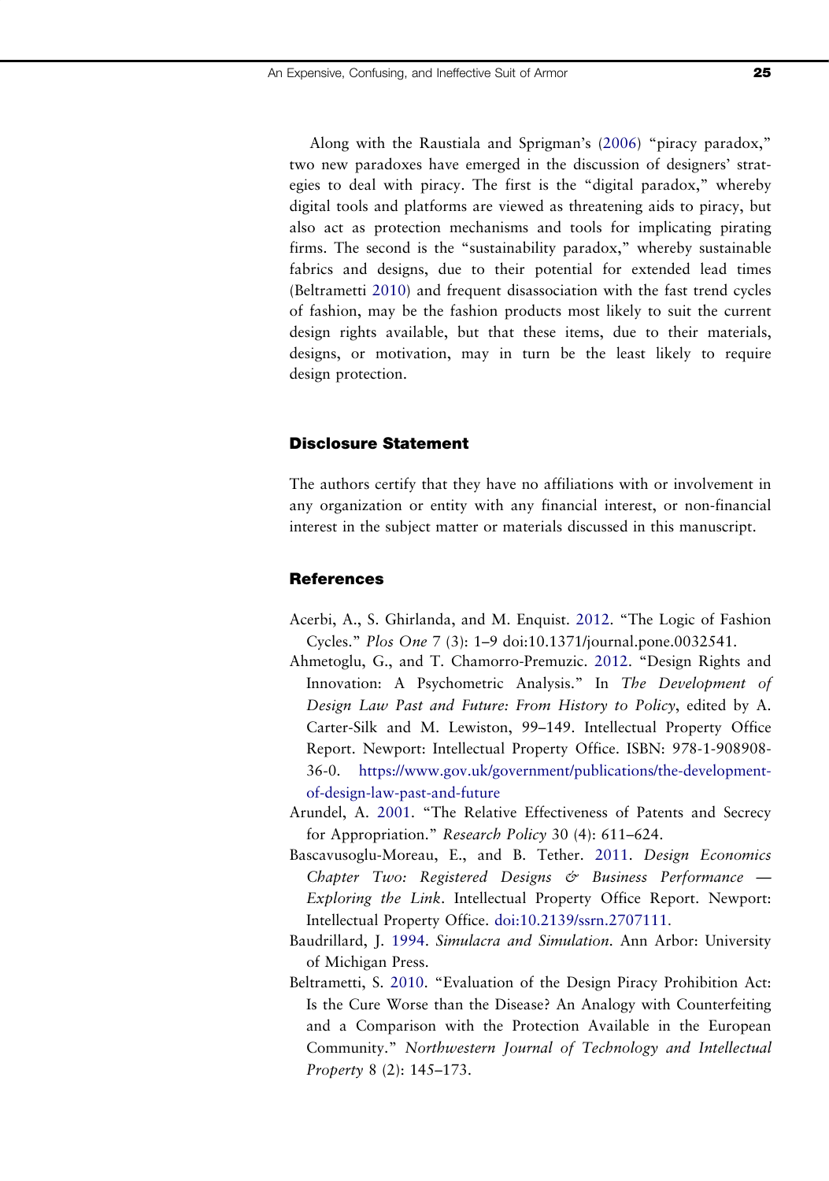Along with the Raustiala and Sprigman's (2006) "piracy paradox," two new paradoxes have emerged in the discussion of designers' strategies to deal with piracy. The first is the "digital paradox," whereby digital tools and platforms are viewed as threatening aids to piracy, but also act as protection mechanisms and tools for implicating pirating firms. The second is the "sustainability paradox," whereby sustainable fabrics and designs, due to their potential for extended lead times (Beltrametti 2010) and frequent disassociation with the fast trend cycles of fashion, may be the fashion products most likely to suit the current design rights available, but that these items, due to their materials, designs, or motivation, may in turn be the least likely to require design protection.

## Disclosure Statement

The authors certify that they have no affiliations with or involvement in any organization or entity with any financial interest, or non-financial interest in the subject matter or materials discussed in this manuscript.

## References

Acerbi, A., S. Ghirlanda, and M. Enquist. 2012. "The Logic of Fashion Cycles." *Plos One* 7 (3): 1–9 doi:10.1371/journal.pone.0032541.

Ahmetoglu, G., and T. Chamorro-Premuzic. 2012. "Design Rights and Innovation: A Psychometric Analysis." In *The Development of Design Law Past and Future: From History to Policy*, edited by A. Carter-Silk and M. Lewiston, 99–149. Intellectual Property Office Report. Newport: Intellectual Property Office. ISBN: 978-1-908908-36-0. https://www.gov.uk/government/publications/the-development-of-design-law-past-and-future

Arundel, A. 2001. "The Relative Effectiveness of Patents and Secrecy for Appropriation." *Research Policy* 30 (4): 611–624.

Bascavusoglu-Moreau, E., and B. Tether. 2011. *Design Economics Chapter Two: Registered Designs & Business Performance — Exploring the Link*. Intellectual Property Office Report. Newport: Intellectual Property Office. doi:10.2139/ssrn.2707111.

Baudrillard, J. 1994. *Simulacra and Simulation*. Ann Arbor: University of Michigan Press.

Beltrametti, S. 2010. "Evaluation of the Design Piracy Prohibition Act: Is the Cure Worse than the Disease? An Analogy with Counterfeiting and a Comparison with the Protection Available in the European Community." *Northwestern Journal of Technology and Intellectual Property* 8 (2): 145–173.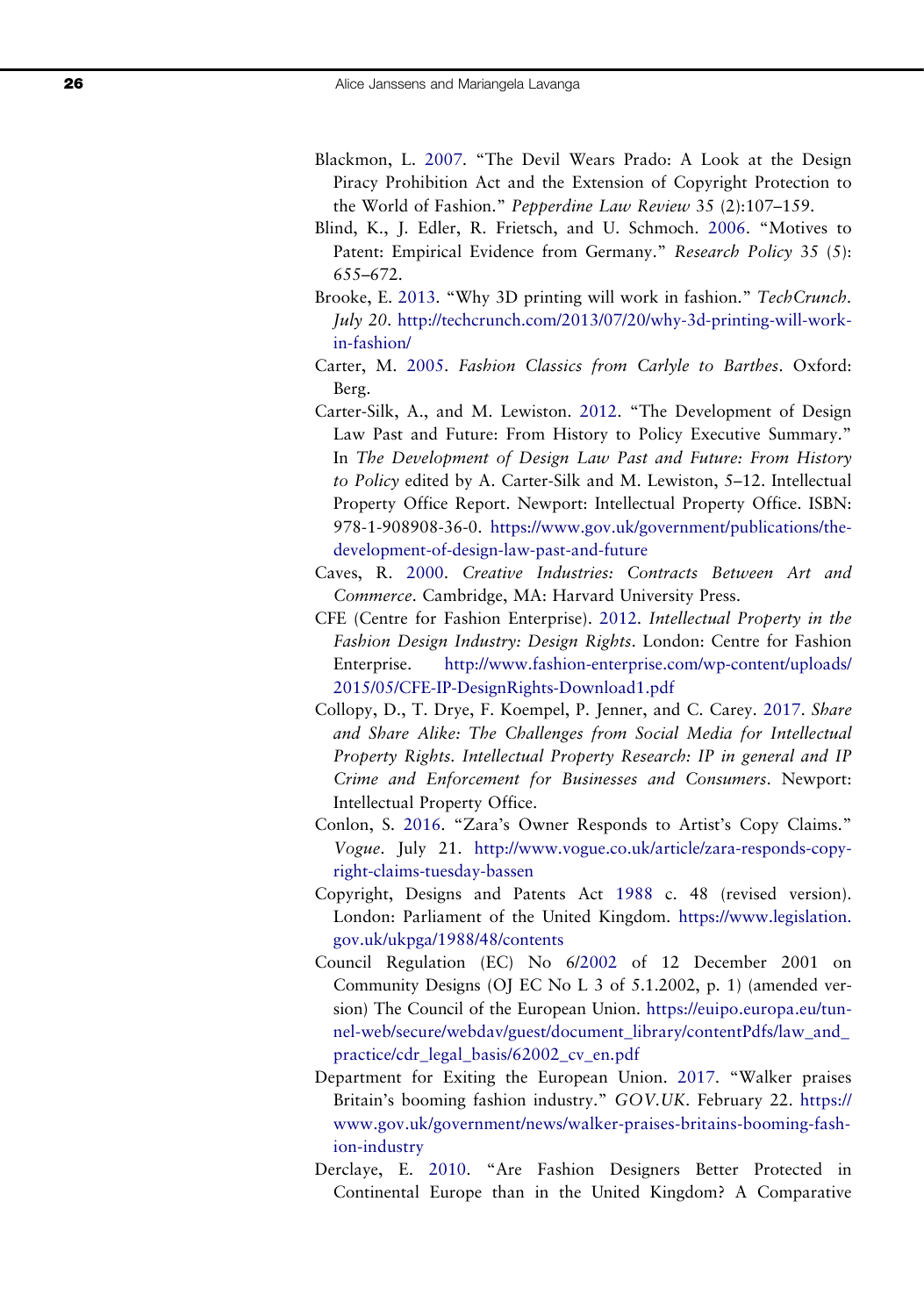Blackmon, L. 2007. "The Devil Wears Prado: A Look at the Design Piracy Prohibition Act and the Extension of Copyright Protection to the World of Fashion." *Pepperdine Law Review* 35 (2):107–159.

Blind, K., J. Edler, R. Frietsch, and U. Schmoch. 2006. "Motives to Patent: Empirical Evidence from Germany." *Research Policy* 35 (5): 655–672.

Brooke, E. 2013. "Why 3D printing will work in fashion." *TechCrunch. July 20*. http://techcrunch.com/2013/07/20/why-3d-printing-will-work-in-fashion/

Carter, M. 2005. *Fashion Classics from Carlyle to Barthes*. Oxford: Berg.

Carter-Silk, A., and M. Lewiston. 2012. "The Development of Design Law Past and Future: From History to Policy Executive Summary." In *The Development of Design Law Past and Future: From History to Policy* edited by A. Carter-Silk and M. Lewiston, 5–12. Intellectual Property Office Report. Newport: Intellectual Property Office. ISBN: 978-1-908908-36-0. https://www.gov.uk/government/publications/the-development-of-design-law-past-and-future

Caves, R. 2000. *Creative Industries: Contracts Between Art and Commerce*. Cambridge, MA: Harvard University Press.

CFE (Centre for Fashion Enterprise). 2012. *Intellectual Property in the Fashion Design Industry: Design Rights*. London: Centre for Fashion Enterprise. http://www.fashion-enterprise.com/wp-content/uploads/2015/05/CFE-IP-DesignRights-Download1.pdf

Collopy, D., T. Drye, F. Koempel, P. Jenner, and C. Carey. 2017. *Share and Share Alike: The Challenges from Social Media for Intellectual Property Rights. Intellectual Property Research: IP in general and IP Crime and Enforcement for Businesses and Consumers*. Newport: Intellectual Property Office.

Conlon, S. 2016. "Zara's Owner Responds to Artist's Copy Claims." *Vogue*. July 21. http://www.vogue.co.uk/article/zara-responds-copy-right-claims-tuesday-bassen

Copyright, Designs and Patents Act 1988 c. 48 (revised version). London: Parliament of the United Kingdom. https://www.legislation.gov.uk/ukpga/1988/48/contents

Council Regulation (EC) No 6/2002 of 12 December 2001 on Community Designs (OJ EC No L 3 of 5.1.2002, p. 1) (amended version) The Council of the European Union. https://euipo.europa.eu/tunnel-web/secure/webdav/guest/document_library/contentPdfs/law_and_practice/cdr_legal_basis/62002_cv_en.pdf

Department for Exiting the European Union. 2017. "Walker praises Britain's booming fashion industry." *GOV.UK*. February 22. https://www.gov.uk/government/news/walker-praises-britains-booming-fashion-industry

Derclaye, E. 2010. "Are Fashion Designers Better Protected in Continental Europe than in the United Kingdom? A Comparative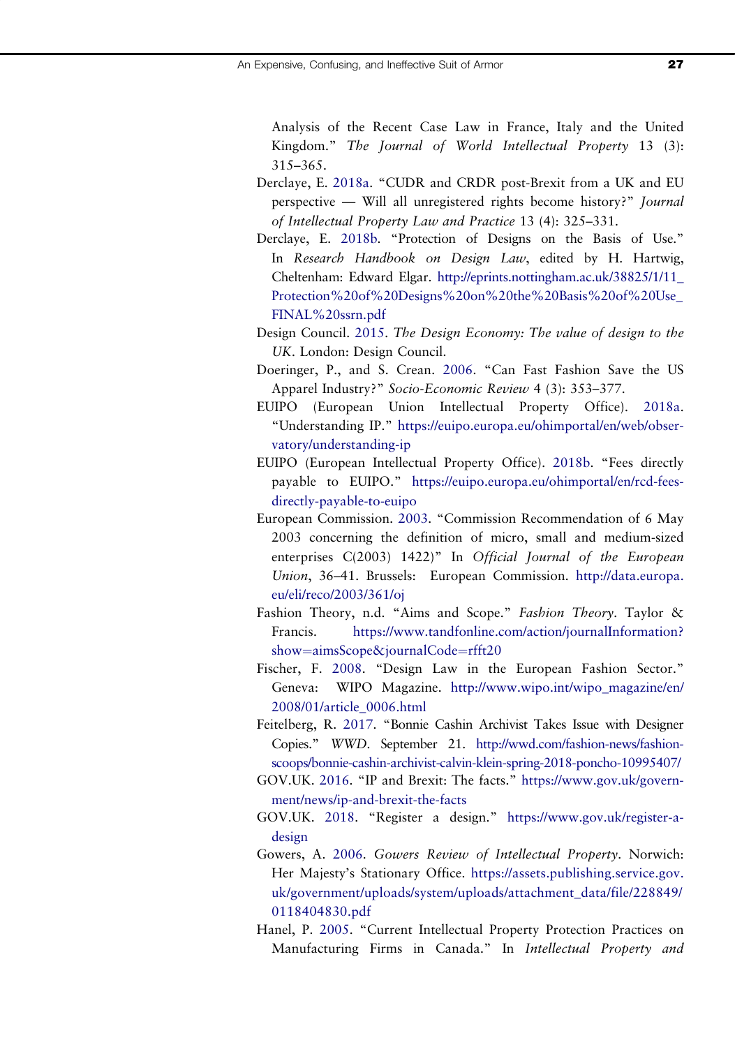Analysis of the Recent Case Law in France, Italy and the United Kingdom." *The Journal of World Intellectual Property* 13 (3): 315–365.

Derclaye, E. 2018a. "CUDR and CRDR post-Brexit from a UK and EU perspective — Will all unregistered rights become history?" *Journal of Intellectual Property Law and Practice* 13 (4): 325–331.

Derclaye, E. 2018b. "Protection of Designs on the Basis of Use." In *Research Handbook on Design Law*, edited by H. Hartwig, Cheltenham: Edward Elgar. http://eprints.nottingham.ac.uk/38825/1/11_Protection%20of%20Designs%20on%20the%20Basis%20of%20Use_FINAL%20ssrn.pdf

Design Council. 2015. *The Design Economy: The value of design to the UK*. London: Design Council.

Doeringer, P., and S. Crean. 2006. "Can Fast Fashion Save the US Apparel Industry?" *Socio-Economic Review* 4 (3): 353–377.

EUIPO (European Union Intellectual Property Office). 2018a. "Understanding IP." https://euipo.europa.eu/ohimportal/en/web/observatory/understanding-ip

EUIPO (European Intellectual Property Office). 2018b. "Fees directly payable to EUIPO." https://euipo.europa.eu/ohimportal/en/rcd-fees-directly-payable-to-euipo

European Commission. 2003. "Commission Recommendation of 6 May 2003 concerning the definition of micro, small and medium-sized enterprises C(2003) 1422)" In *Official Journal of the European Union*, 36–41. Brussels: European Commission. http://data.europa.eu/eli/reco/2003/361/oj

Fashion Theory, n.d. "Aims and Scope." *Fashion Theory*. Taylor & Francis. https://www.tandfonline.com/action/journalInformation?show=aimsScope&journalCode=rfft20

Fischer, F. 2008. "Design Law in the European Fashion Sector." Geneva: WIPO Magazine. http://www.wipo.int/wipo_magazine/en/2008/01/article_0006.html

Feitelberg, R. 2017. "Bonnie Cashin Archivist Takes Issue with Designer Copies." *WWD*. September 21. http://wwd.com/fashion-news/fashion-scoops/bonnie-cashin-archivist-calvin-klein-spring-2018-poncho-10995407/

GOV.UK. 2016. "IP and Brexit: The facts." https://www.gov.uk/government/news/ip-and-brexit-the-facts

GOV.UK. 2018. "Register a design." https://www.gov.uk/register-a-design

Gowers, A. 2006. *Gowers Review of Intellectual Property*. Norwich: Her Majesty's Stationary Office. https://assets.publishing.service.gov.uk/government/uploads/system/uploads/attachment_data/file/228849/0118404830.pdf

Hanel, P. 2005. "Current Intellectual Property Protection Practices on Manufacturing Firms in Canada." In *Intellectual Property and*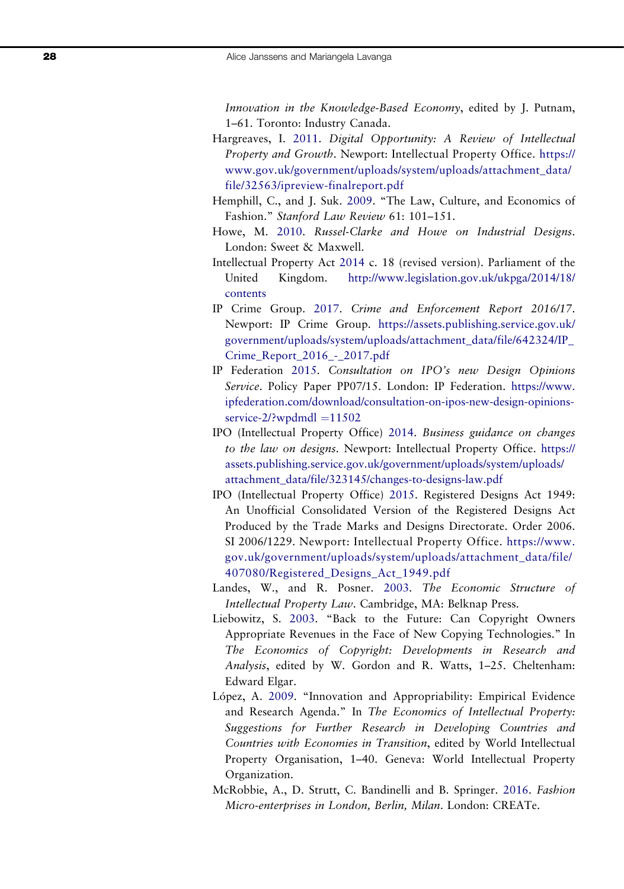*Innovation in the Knowledge-Based Economy*, edited by J. Putnam, 1–61. Toronto: Industry Canada.

Hargreaves, I. 2011. *Digital Opportunity: A Review of Intellectual Property and Growth*. Newport: Intellectual Property Office. https://www.gov.uk/government/uploads/system/uploads/attachment_data/file/32563/ipreview-finalreport.pdf

Hemphill, C., and J. Suk. 2009. "The Law, Culture, and Economics of Fashion." *Stanford Law Review* 61: 101–151.

Howe, M. 2010. *Russel-Clarke and Howe on Industrial Designs*. London: Sweet & Maxwell.

Intellectual Property Act 2014 c. 18 (revised version). Parliament of the United Kingdom. http://www.legislation.gov.uk/ukpga/2014/18/contents

IP Crime Group. 2017. *Crime and Enforcement Report 2016/17*. Newport: IP Crime Group. https://assets.publishing.service.gov.uk/government/uploads/system/uploads/attachment_data/file/642324/IP_Crime_Report_2016_-_2017.pdf

IP Federation 2015. *Consultation on IPO's new Design Opinions Service*. Policy Paper PP07/15. London: IP Federation. https://www.ipfederation.com/download/consultation-on-ipos-new-design-opinions-service-2/?wpdmdl =11502

IPO (Intellectual Property Office) 2014. *Business guidance on changes to the law on designs*. Newport: Intellectual Property Office. https://assets.publishing.service.gov.uk/government/uploads/system/uploads/attachment_data/file/323145/changes-to-designs-law.pdf

IPO (Intellectual Property Office) 2015. Registered Designs Act 1949: An Unofficial Consolidated Version of the Registered Designs Act Produced by the Trade Marks and Designs Directorate. Order 2006. SI 2006/1229. Newport: Intellectual Property Office. https://www.gov.uk/government/uploads/system/uploads/attachment_data/file/407080/Registered_Designs_Act_1949.pdf

Landes, W., and R. Posner. 2003. *The Economic Structure of Intellectual Property Law*. Cambridge, MA: Belknap Press.

Liebowitz, S. 2003. "Back to the Future: Can Copyright Owners Appropriate Revenues in the Face of New Copying Technologies." In *The Economics of Copyright: Developments in Research and Analysis*, edited by W. Gordon and R. Watts, 1–25. Cheltenham: Edward Elgar.

López, A. 2009. "Innovation and Appropriability: Empirical Evidence and Research Agenda." In *The Economics of Intellectual Property: Suggestions for Further Research in Developing Countries and Countries with Economies in Transition*, edited by World Intellectual Property Organisation, 1–40. Geneva: World Intellectual Property Organization.

McRobbie, A., D. Strutt, C. Bandinelli and B. Springer. 2016. *Fashion Micro-enterprises in London, Berlin, Milan*. London: CREATe.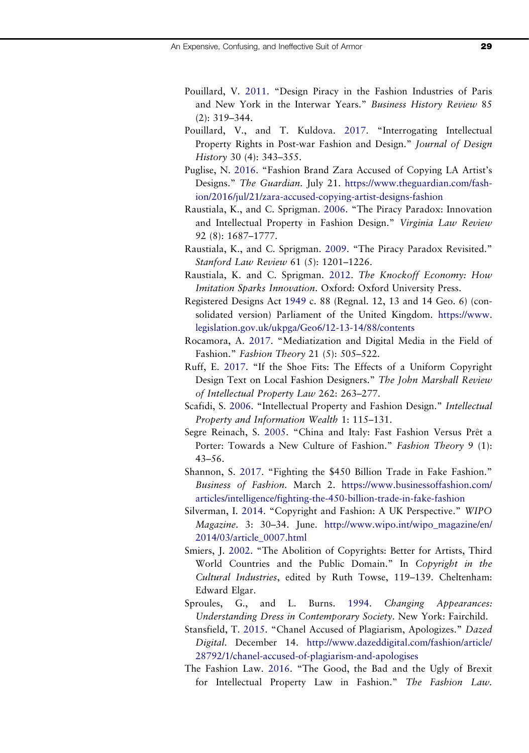Pouillard, V. 2011. "Design Piracy in the Fashion Industries of Paris and New York in the Interwar Years." *Business History Review* 85 (2): 319–344.

Pouillard, V., and T. Kuldova. 2017. "Interrogating Intellectual Property Rights in Post-war Fashion and Design." *Journal of Design History* 30 (4): 343–355.

Puglise, N. 2016. "Fashion Brand Zara Accused of Copying LA Artist's Designs." *The Guardian*. July 21. https://www.theguardian.com/fashion/2016/jul/21/zara-accused-copying-artist-designs-fashion

Raustiala, K., and C. Sprigman. 2006. "The Piracy Paradox: Innovation and Intellectual Property in Fashion Design." *Virginia Law Review* 92 (8): 1687–1777.

Raustiala, K., and C. Sprigman. 2009. "The Piracy Paradox Revisited." *Stanford Law Review* 61 (5): 1201–1226.

Raustiala, K. and C. Sprigman. 2012. *The Knockoff Economy: How Imitation Sparks Innovation*. Oxford: Oxford University Press.

Registered Designs Act 1949 c. 88 (Regnal. 12, 13 and 14 Geo. 6) (consolidated version) Parliament of the United Kingdom. https://www.legislation.gov.uk/ukpga/Geo6/12-13-14/88/contents

Rocamora, A. 2017. "Mediatization and Digital Media in the Field of Fashion." *Fashion Theory* 21 (5): 505–522.

Ruff, E. 2017. "If the Shoe Fits: The Effects of a Uniform Copyright Design Text on Local Fashion Designers." *The John Marshall Review of Intellectual Property Law* 262: 263–277.

Scafidi, S. 2006. "Intellectual Property and Fashion Design." *Intellectual Property and Information Wealth* 1: 115–131.

Segre Reinach, S. 2005. "China and Italy: Fast Fashion Versus Prêt a Porter: Towards a New Culture of Fashion." *Fashion Theory* 9 (1): 43–56.

Shannon, S. 2017. "Fighting the $450 Billion Trade in Fake Fashion." *Business of Fashion*. March 2. https://www.businessoffashion.com/articles/intelligence/fighting-the-450-billion-trade-in-fake-fashion

Silverman, I. 2014. "Copyright and Fashion: A UK Perspective." *WIPO Magazine*. 3: 30–34. June. http://www.wipo.int/wipo_magazine/en/2014/03/article_0007.html

Smiers, J. 2002. "The Abolition of Copyrights: Better for Artists, Third World Countries and the Public Domain." In *Copyright in the Cultural Industries*, edited by Ruth Towse, 119–139. Cheltenham: Edward Elgar.

Sproules, G., and L. Burns. 1994. *Changing Appearances: Understanding Dress in Contemporary Society*. New York: Fairchild.

Stansfield, T. 2015. "Chanel Accused of Plagiarism, Apologizes." *Dazed Digital*. December 14. http://www.dazeddigital.com/fashion/article/28792/1/chanel-accused-of-plagiarism-and-apologises

The Fashion Law. 2016. "The Good, the Bad and the Ugly of Brexit for Intellectual Property Law in Fashion." *The Fashion Law*.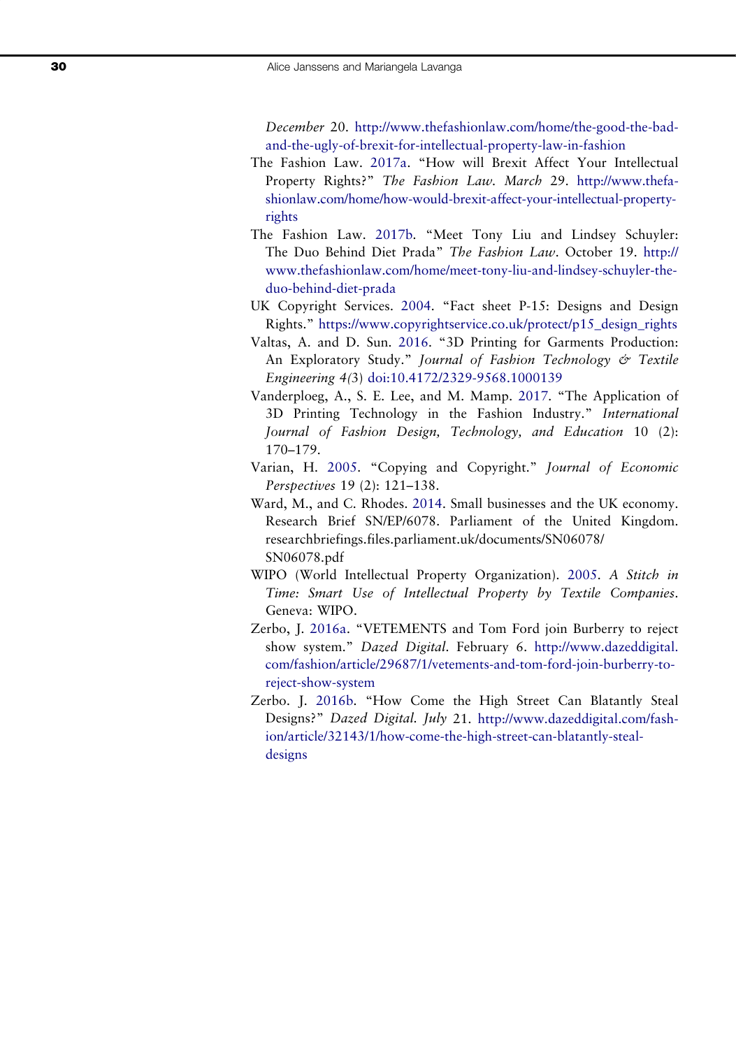*December* 20. http://www.thefashionlaw.com/home/the-good-the-bad-and-the-ugly-of-brexit-for-intellectual-property-law-in-fashion

The Fashion Law. 2017a. "How will Brexit Affect Your Intellectual Property Rights?" *The Fashion Law. March* 29. http://www.thefashionlaw.com/home/how-would-brexit-affect-your-intellectual-property-rights

The Fashion Law. 2017b. "Meet Tony Liu and Lindsey Schuyler: The Duo Behind Diet Prada" *The Fashion Law*. October 19. http://www.thefashionlaw.com/home/meet-tony-liu-and-lindsey-schuyler-the-duo-behind-diet-prada

UK Copyright Services. 2004. "Fact sheet P-15: Designs and Design Rights." https://www.copyrightservice.co.uk/protect/p15_design_rights

Valtas, A. and D. Sun. 2016. "3D Printing for Garments Production: An Exploratory Study." *Journal of Fashion Technology & Textile Engineering* 4*(*3) doi:10.4172/2329-9568.1000139

Vanderploeg, A., S. E. Lee, and M. Mamp. 2017. "The Application of 3D Printing Technology in the Fashion Industry." *International Journal of Fashion Design, Technology, and Education* 10 (2): 170–179.

Varian, H. 2005. "Copying and Copyright." *Journal of Economic Perspectives* 19 (2): 121–138.

Ward, M., and C. Rhodes. 2014. Small businesses and the UK economy. Research Brief SN/EP/6078. Parliament of the United Kingdom. researchbriefings.files.parliament.uk/documents/SN06078/SN06078.pdf

WIPO (World Intellectual Property Organization). 2005. *A Stitch in Time: Smart Use of Intellectual Property by Textile Companies*. Geneva: WIPO.

Zerbo, J. 2016a. "VETEMENTS and Tom Ford join Burberry to reject show system." *Dazed Digital*. February 6. http://www.dazeddigital.com/fashion/article/29687/1/vetements-and-tom-ford-join-burberry-to-reject-show-system

Zerbo. J. 2016b. "How Come the High Street Can Blatantly Steal Designs?" *Dazed Digital. July* 21. http://www.dazeddigital.com/fashion/article/32143/1/how-come-the-high-street-can-blatantly-steal-designs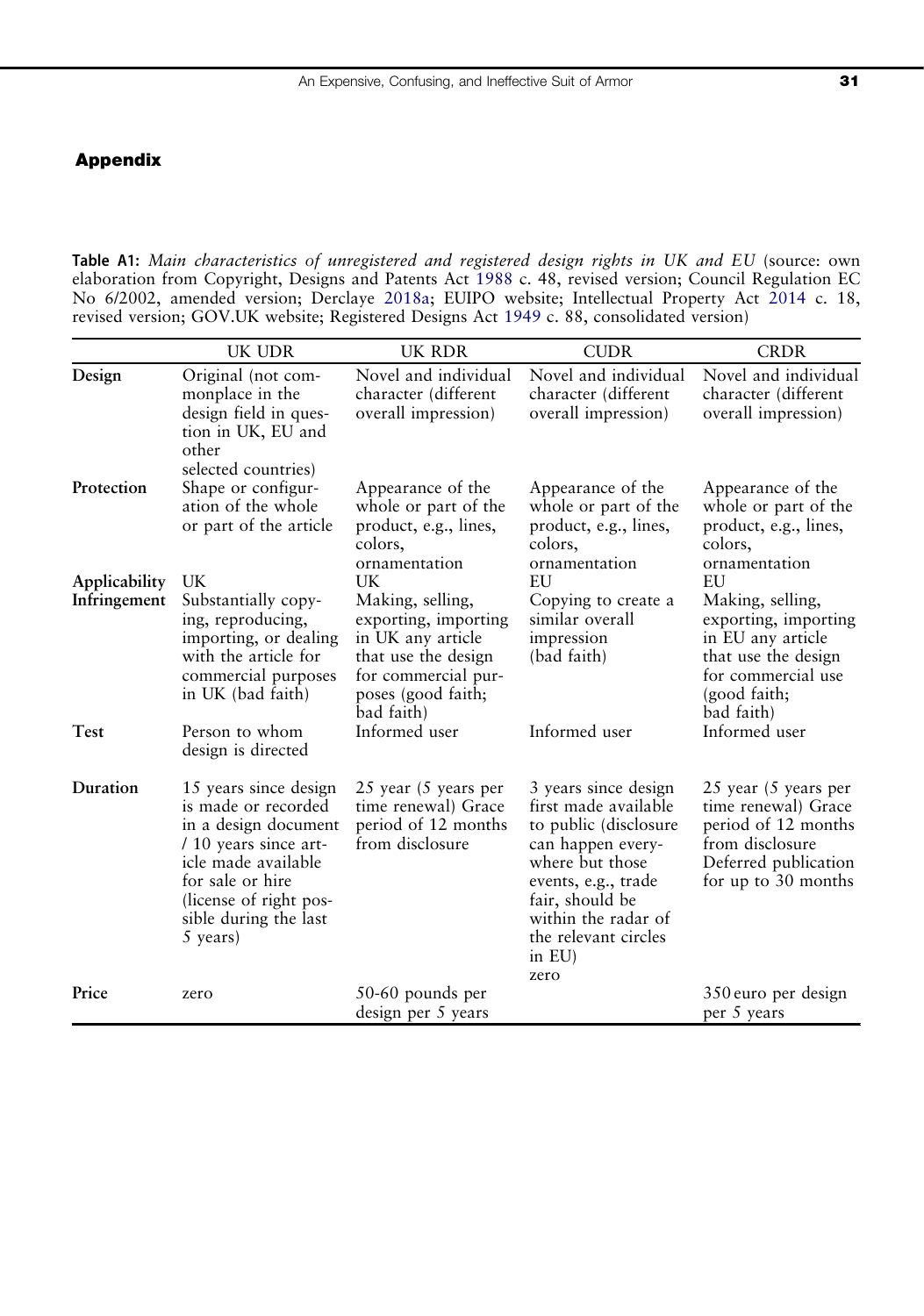## Appendix

**Table A1:** *Main characteristics of unregistered and registered design rights in UK and EU* (source: own elaboration from Copyright, Designs and Patents Act 1988 c. 48, revised version; Council Regulation EC No 6/2002, amended version; Derclaye 2018a; EUIPO website; Intellectual Property Act 2014 c. 18, revised version; GOV.UK website; Registered Designs Act 1949 c. 88, consolidated version)

| | UK UDR | UK RDR | CUDR | CRDR |
|---|---|---|---|---|
| **Design** | Original (not commonplace in the design field in question in UK, EU and other selected countries) | Novel and individual character (different overall impression) | Novel and individual character (different overall impression) | Novel and individual character (different overall impression) |
| **Protection** | Shape or configuration of the whole or part of the article | Appearance of the whole or part of the product, e.g., lines, colors, ornamentation | Appearance of the whole or part of the product, e.g., lines, colors, ornamentation | Appearance of the whole or part of the product, e.g., lines, colors, ornamentation |
| **Applicability** | UK | UK | EU | EU |
| **Infringement** | Substantially copying, reproducing, importing, or dealing with the article for commercial purposes in UK (bad faith) | Making, selling, exporting, importing in UK any article that use the design for commercial purposes (good faith; bad faith) | Copying to create a similar overall impression (bad faith) | Making, selling, exporting, importing in EU any article that use the design for commercial use (good faith; bad faith) |
| **Test** | Person to whom design is directed | Informed user | Informed user | Informed user |
| **Duration** | 15 years since design is made or recorded in a design document / 10 years since article made available for sale or hire (license of right possible during the last 5 years) | 25 year (5 years per time renewal) Grace period of 12 months from disclosure | 3 years since design first made available to public (disclosure can happen everywhere but those events, e.g., trade fair, should be within the radar of the relevant circles in EU) | 25 year (5 years per time renewal) Grace period of 12 months from disclosure Deferred publication for up to 30 months |
| **Price** | zero | 50-60 pounds per design per 5 years | zero | 350 euro per design per 5 years |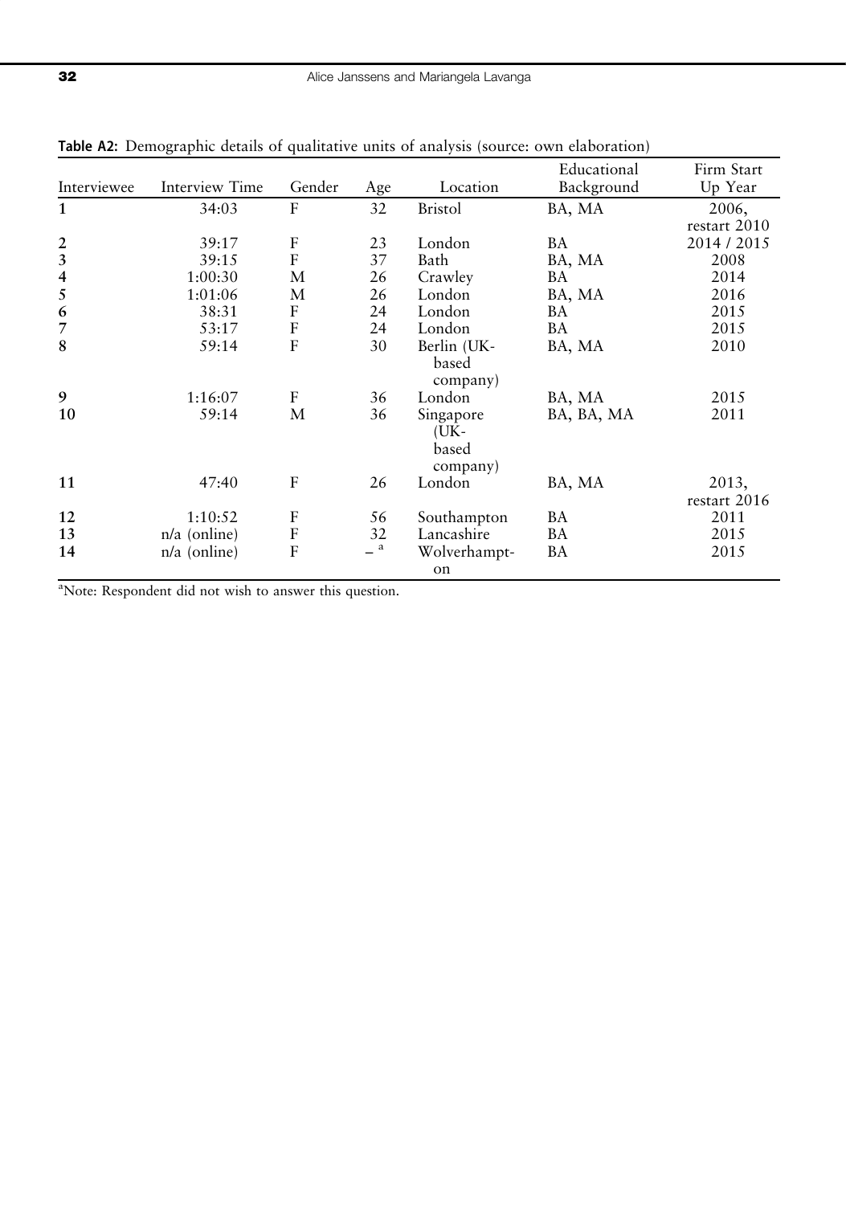**Table A2:** Demographic details of qualitative units of analysis (source: own elaboration)

| Interviewee | Interview Time | Gender | Age | Location | Educational Background | Firm Start Up Year |
|---|---|---|---|---|---|---|
| 1 | 34:03 | F | 32 | Bristol | BA, MA | 2006, restart 2010 |
| 2 | 39:17 | F | 23 | London | BA | 2014 / 2015 |
| 3 | 39:15 | F | 37 | Bath | BA, MA | 2008 |
| 4 | 1:00:30 | M | 26 | Crawley | BA | 2014 |
| 5 | 1:01:06 | M | 26 | London | BA, MA | 2016 |
| 6 | 38:31 | F | 24 | London | BA | 2015 |
| 7 | 53:17 | F | 24 | London | BA | 2015 |
| 8 | 59:14 | F | 30 | Berlin (UK-based company) | BA, MA | 2010 |
| 9 | 1:16:07 | F | 36 | London | BA, MA | 2015 |
| 10 | 59:14 | M | 36 | Singapore (UK-based company) | BA, BA, MA | 2011 |
| 11 | 47:40 | F | 26 | London | BA, MA | 2013, restart 2016 |
| 12 | 1:10:52 | F | 56 | Southampton | BA | 2011 |
| 13 | n/a (online) | F | 32 | Lancashire | BA | 2015 |
| 14 | n/a (online) | F | – [a] | Wolverhampton | BA | 2015 |

[a]Note: Respondent did not wish to answer this question.